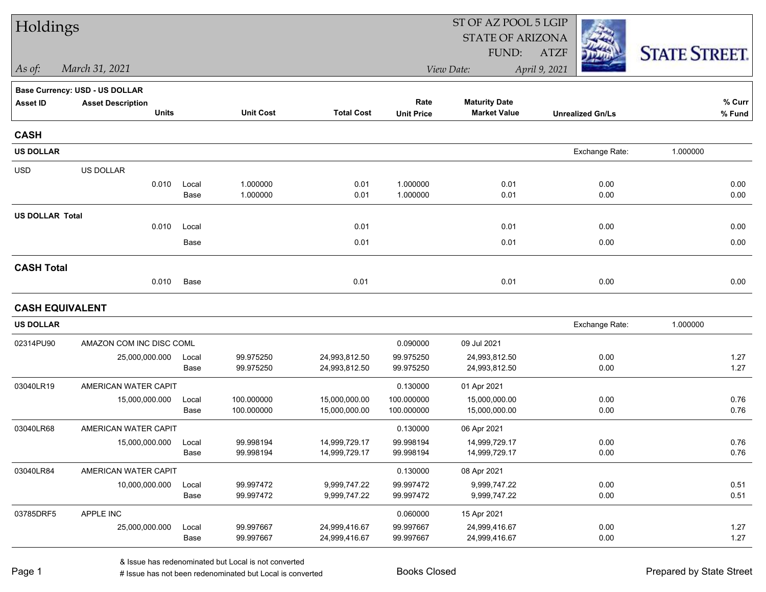# Holdings

ST OF AZ POOL 5 LGIP
STATE OF ARIZONA
FUND: ATZF

STATE STREET.

*As of:* *March 31, 2021*

*View Date:* *April 9, 2021*

**Base Currency: USD - US DOLLAR**

| Asset ID | Asset Description Units | | Unit Cost | Total Cost | Rate Unit Price | Maturity Date Market Value | Unrealized Gn/Ls | % Curr % Fund |
|---|---|---|---|---|---|---|---|---|
| **CASH** | | | | | | | | |
| **US DOLLAR** | | | | | | | Exchange Rate: | 1.000000 |
| USD | US DOLLAR | | | | | | | |
| | 0.010 | Local | 1.000000 | 0.01 | 1.000000 | 0.01 | 0.00 | 0.00 |
| | | Base | 1.000000 | 0.01 | 1.000000 | 0.01 | 0.00 | 0.00 |
| **US DOLLAR Total** | | | | | | | | |
| | 0.010 | Local | | 0.01 | | 0.01 | 0.00 | 0.00 |
| | | Base | | 0.01 | | 0.01 | 0.00 | 0.00 |
| **CASH Total** | | | | | | | | |
| | 0.010 | Base | | 0.01 | | 0.01 | 0.00 | 0.00 |
| **CASH EQUIVALENT** | | | | | | | | |
| **US DOLLAR** | | | | | | | Exchange Rate: | 1.000000 |
| 02314PU90 | AMAZON COM INC DISC COML | | | | 0.090000 | 09 Jul 2021 | | |
| | 25,000,000.000 | Local | 99.975250 | 24,993,812.50 | 99.975250 | 24,993,812.50 | 0.00 | 1.27 |
| | | Base | 99.975250 | 24,993,812.50 | 99.975250 | 24,993,812.50 | 0.00 | 1.27 |
| 03040LR19 | AMERICAN WATER CAPIT | | | | 0.130000 | 01 Apr 2021 | | |
| | 15,000,000.000 | Local | 100.000000 | 15,000,000.00 | 100.000000 | 15,000,000.00 | 0.00 | 0.76 |
| | | Base | 100.000000 | 15,000,000.00 | 100.000000 | 15,000,000.00 | 0.00 | 0.76 |
| 03040LR68 | AMERICAN WATER CAPIT | | | | 0.130000 | 06 Apr 2021 | | |
| | 15,000,000.000 | Local | 99.998194 | 14,999,729.17 | 99.998194 | 14,999,729.17 | 0.00 | 0.76 |
| | | Base | 99.998194 | 14,999,729.17 | 99.998194 | 14,999,729.17 | 0.00 | 0.76 |
| 03040LR84 | AMERICAN WATER CAPIT | | | | 0.130000 | 08 Apr 2021 | | |
| | 10,000,000.000 | Local | 99.997472 | 9,999,747.22 | 99.997472 | 9,999,747.22 | 0.00 | 0.51 |
| | | Base | 99.997472 | 9,999,747.22 | 99.997472 | 9,999,747.22 | 0.00 | 0.51 |
| 03785DRF5 | APPLE INC | | | | 0.060000 | 15 Apr 2021 | | |
| | 25,000,000.000 | Local | 99.997667 | 24,999,416.67 | 99.997667 | 24,999,416.67 | 0.00 | 1.27 |
| | | Base | 99.997667 | 24,999,416.67 | 99.997667 | 24,999,416.67 | 0.00 | 1.27 |

& Issue has redenominated but Local is not converted
# Issue has not been redenominated but Local is converted

Books Closed

Prepared by State Street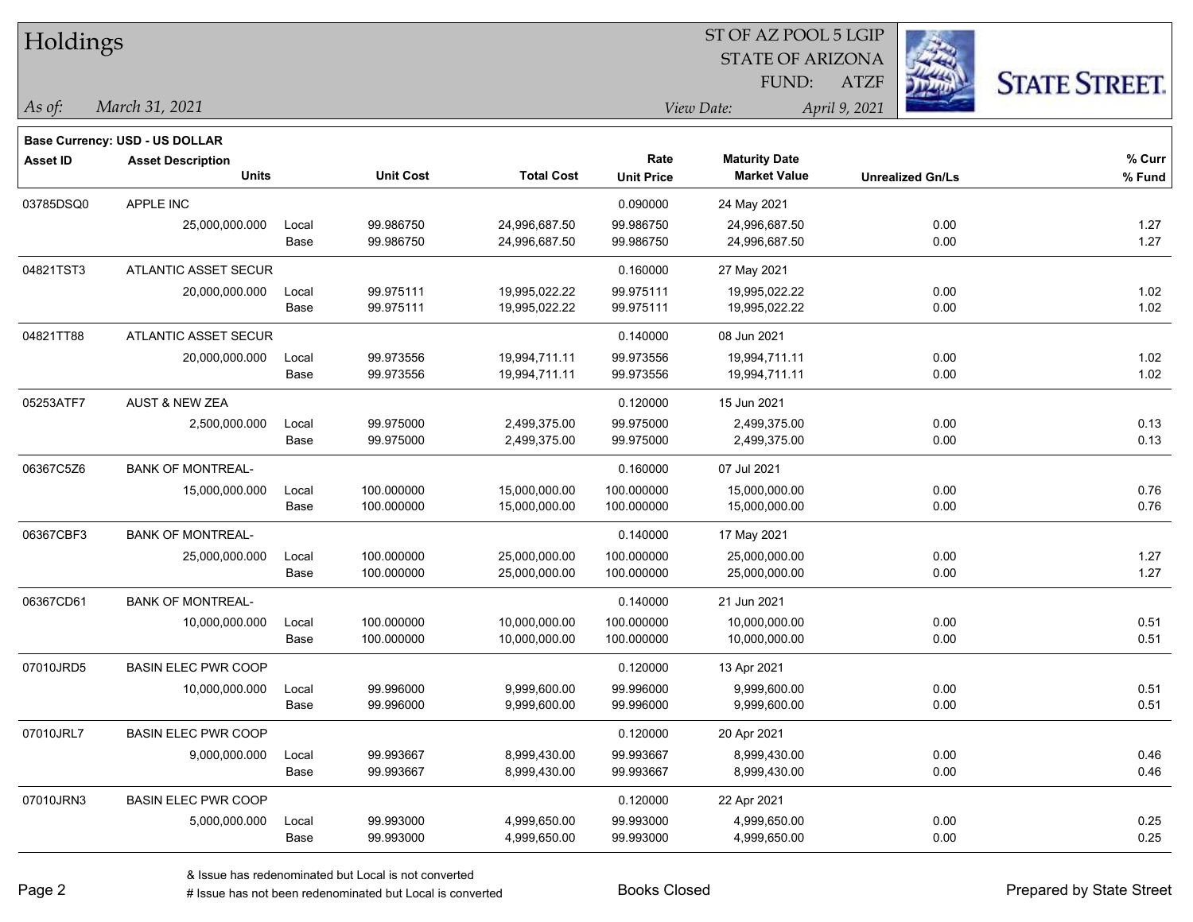# Holdings

ST OF AZ POOL 5 LGIP
STATE OF ARIZONA
FUND: ATZF

*As of:* *March 31, 2021*
*View Date:* *April 9, 2021*

STATE STREET.

**Base Currency: USD - US DOLLAR**

| Asset ID | Asset Description / Units | | Unit Cost | Total Cost | Rate / Unit Price | Maturity Date / Market Value | Unrealized Gn/Ls | % Curr / % Fund |
|---|---|---|---|---|---|---|---|---|
| 03785DSQ0 | APPLE INC | | | | 0.090000 | 24 May 2021 | | |
| | 25,000,000.000 | Local | 99.986750 | 24,996,687.50 | 99.986750 | 24,996,687.50 | 0.00 | 1.27 |
| | | Base | 99.986750 | 24,996,687.50 | 99.986750 | 24,996,687.50 | 0.00 | 1.27 |
| 04821TST3 | ATLANTIC ASSET SECUR | | | | 0.160000 | 27 May 2021 | | |
| | 20,000,000.000 | Local | 99.975111 | 19,995,022.22 | 99.975111 | 19,995,022.22 | 0.00 | 1.02 |
| | | Base | 99.975111 | 19,995,022.22 | 99.975111 | 19,995,022.22 | 0.00 | 1.02 |
| 04821TT88 | ATLANTIC ASSET SECUR | | | | 0.140000 | 08 Jun 2021 | | |
| | 20,000,000.000 | Local | 99.973556 | 19,994,711.11 | 99.973556 | 19,994,711.11 | 0.00 | 1.02 |
| | | Base | 99.973556 | 19,994,711.11 | 99.973556 | 19,994,711.11 | 0.00 | 1.02 |
| 05253ATF7 | AUST & NEW ZEA | | | | 0.120000 | 15 Jun 2021 | | |
| | 2,500,000.000 | Local | 99.975000 | 2,499,375.00 | 99.975000 | 2,499,375.00 | 0.00 | 0.13 |
| | | Base | 99.975000 | 2,499,375.00 | 99.975000 | 2,499,375.00 | 0.00 | 0.13 |
| 06367C5Z6 | BANK OF MONTREAL- | | | | 0.160000 | 07 Jul 2021 | | |
| | 15,000,000.000 | Local | 100.000000 | 15,000,000.00 | 100.000000 | 15,000,000.00 | 0.00 | 0.76 |
| | | Base | 100.000000 | 15,000,000.00 | 100.000000 | 15,000,000.00 | 0.00 | 0.76 |
| 06367CBF3 | BANK OF MONTREAL- | | | | 0.140000 | 17 May 2021 | | |
| | 25,000,000.000 | Local | 100.000000 | 25,000,000.00 | 100.000000 | 25,000,000.00 | 0.00 | 1.27 |
| | | Base | 100.000000 | 25,000,000.00 | 100.000000 | 25,000,000.00 | 0.00 | 1.27 |
| 06367CD61 | BANK OF MONTREAL- | | | | 0.140000 | 21 Jun 2021 | | |
| | 10,000,000.000 | Local | 100.000000 | 10,000,000.00 | 100.000000 | 10,000,000.00 | 0.00 | 0.51 |
| | | Base | 100.000000 | 10,000,000.00 | 100.000000 | 10,000,000.00 | 0.00 | 0.51 |
| 07010JRD5 | BASIN ELEC PWR COOP | | | | 0.120000 | 13 Apr 2021 | | |
| | 10,000,000.000 | Local | 99.996000 | 9,999,600.00 | 99.996000 | 9,999,600.00 | 0.00 | 0.51 |
| | | Base | 99.996000 | 9,999,600.00 | 99.996000 | 9,999,600.00 | 0.00 | 0.51 |
| 07010JRL7 | BASIN ELEC PWR COOP | | | | 0.120000 | 20 Apr 2021 | | |
| | 9,000,000.000 | Local | 99.993667 | 8,999,430.00 | 99.993667 | 8,999,430.00 | 0.00 | 0.46 |
| | | Base | 99.993667 | 8,999,430.00 | 99.993667 | 8,999,430.00 | 0.00 | 0.46 |
| 07010JRN3 | BASIN ELEC PWR COOP | | | | 0.120000 | 22 Apr 2021 | | |
| | 5,000,000.000 | Local | 99.993000 | 4,999,650.00 | 99.993000 | 4,999,650.00 | 0.00 | 0.25 |
| | | Base | 99.993000 | 4,999,650.00 | 99.993000 | 4,999,650.00 | 0.00 | 0.25 |

& Issue has redenominated but Local is not converted
# Issue has not been redenominated but Local is converted

Books Closed

Prepared by State Street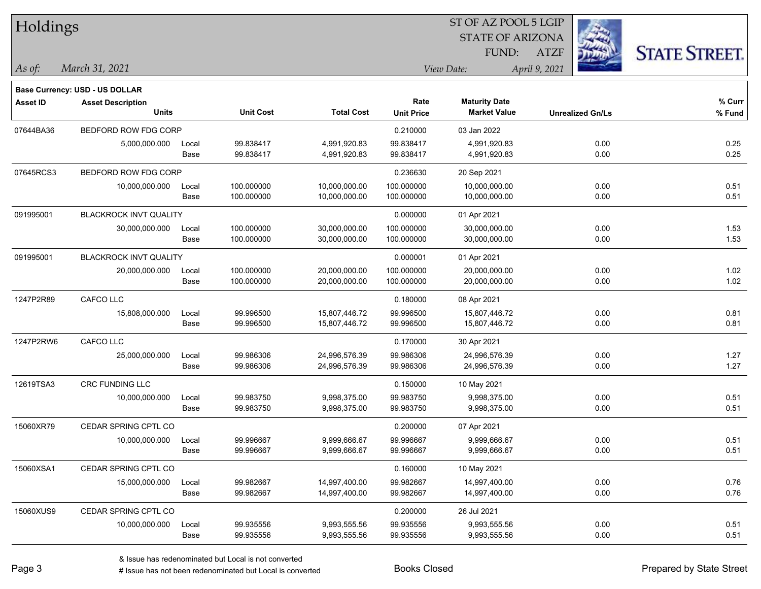# Holdings

ST OF AZ POOL 5 LGIP
STATE OF ARIZONA
FUND: ATZF

*As of:* *March 31, 2021*

*View Date:* *April 9, 2021*

**Base Currency: USD - US DOLLAR**

| Asset ID | Asset Description / Units | | Unit Cost | Total Cost | Rate / Unit Price | Maturity Date / Market Value | Unrealized Gn/Ls | % Curr / % Fund |
|---|---|---|---|---|---|---|---|---|
| 07644BA36 | BEDFORD ROW FDG CORP | | | | 0.210000 | 03 Jan 2022 | | |
| | 5,000,000.000 | Local | 99.838417 | 4,991,920.83 | 99.838417 | 4,991,920.83 | 0.00 | 0.25 |
| | | Base | 99.838417 | 4,991,920.83 | 99.838417 | 4,991,920.83 | 0.00 | 0.25 |
| 07645RCS3 | BEDFORD ROW FDG CORP | | | | 0.236630 | 20 Sep 2021 | | |
| | 10,000,000.000 | Local | 100.000000 | 10,000,000.00 | 100.000000 | 10,000,000.00 | 0.00 | 0.51 |
| | | Base | 100.000000 | 10,000,000.00 | 100.000000 | 10,000,000.00 | 0.00 | 0.51 |
| 091995001 | BLACKROCK INVT QUALITY | | | | 0.000000 | 01 Apr 2021 | | |
| | 30,000,000.000 | Local | 100.000000 | 30,000,000.00 | 100.000000 | 30,000,000.00 | 0.00 | 1.53 |
| | | Base | 100.000000 | 30,000,000.00 | 100.000000 | 30,000,000.00 | 0.00 | 1.53 |
| 091995001 | BLACKROCK INVT QUALITY | | | | 0.000001 | 01 Apr 2021 | | |
| | 20,000,000.000 | Local | 100.000000 | 20,000,000.00 | 100.000000 | 20,000,000.00 | 0.00 | 1.02 |
| | | Base | 100.000000 | 20,000,000.00 | 100.000000 | 20,000,000.00 | 0.00 | 1.02 |
| 1247P2R89 | CAFCO LLC | | | | 0.180000 | 08 Apr 2021 | | |
| | 15,808,000.000 | Local | 99.996500 | 15,807,446.72 | 99.996500 | 15,807,446.72 | 0.00 | 0.81 |
| | | Base | 99.996500 | 15,807,446.72 | 99.996500 | 15,807,446.72 | 0.00 | 0.81 |
| 1247P2RW6 | CAFCO LLC | | | | 0.170000 | 30 Apr 2021 | | |
| | 25,000,000.000 | Local | 99.986306 | 24,996,576.39 | 99.986306 | 24,996,576.39 | 0.00 | 1.27 |
| | | Base | 99.986306 | 24,996,576.39 | 99.986306 | 24,996,576.39 | 0.00 | 1.27 |
| 12619TSA3 | CRC FUNDING LLC | | | | 0.150000 | 10 May 2021 | | |
| | 10,000,000.000 | Local | 99.983750 | 9,998,375.00 | 99.983750 | 9,998,375.00 | 0.00 | 0.51 |
| | | Base | 99.983750 | 9,998,375.00 | 99.983750 | 9,998,375.00 | 0.00 | 0.51 |
| 15060XR79 | CEDAR SPRING CPTL CO | | | | 0.200000 | 07 Apr 2021 | | |
| | 10,000,000.000 | Local | 99.996667 | 9,999,666.67 | 99.996667 | 9,999,666.67 | 0.00 | 0.51 |
| | | Base | 99.996667 | 9,999,666.67 | 99.996667 | 9,999,666.67 | 0.00 | 0.51 |
| 15060XSA1 | CEDAR SPRING CPTL CO | | | | 0.160000 | 10 May 2021 | | |
| | 15,000,000.000 | Local | 99.982667 | 14,997,400.00 | 99.982667 | 14,997,400.00 | 0.00 | 0.76 |
| | | Base | 99.982667 | 14,997,400.00 | 99.982667 | 14,997,400.00 | 0.00 | 0.76 |
| 15060XUS9 | CEDAR SPRING CPTL CO | | | | 0.200000 | 26 Jul 2021 | | |
| | 10,000,000.000 | Local | 99.935556 | 9,993,555.56 | 99.935556 | 9,993,555.56 | 0.00 | 0.51 |
| | | Base | 99.935556 | 9,993,555.56 | 99.935556 | 9,993,555.56 | 0.00 | 0.51 |

& Issue has redenominated but Local is not converted
# Issue has not been redenominated but Local is converted

Books Closed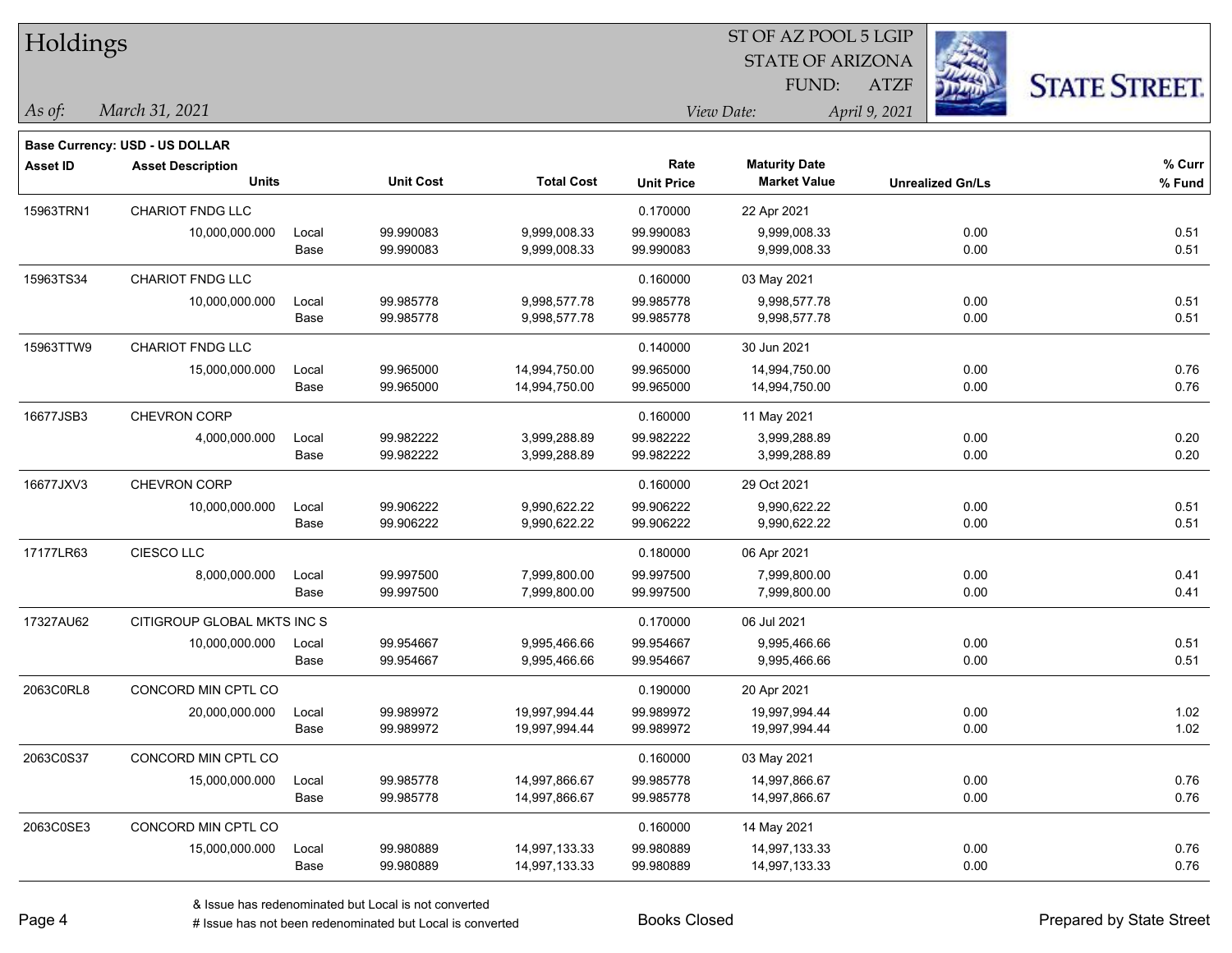# Holdings

ST OF AZ POOL 5 LGIP
STATE OF ARIZONA
FUND: ATZF

*As of:* *March 31, 2021*
*View Date:* *April 9, 2021*

**Base Currency: USD - US DOLLAR**

| Asset ID | Asset Description / Units | | Unit Cost | Total Cost | Rate / Unit Price | Maturity Date / Market Value | Unrealized Gn/Ls | % Curr / % Fund |
|---|---|---|---|---|---|---|---|---|
| 15963TRN1 | CHARIOT FNDG LLC | | | | 0.170000 | 22 Apr 2021 | | |
| | 10,000,000.000 | Local | 99.990083 | 9,999,008.33 | 99.990083 | 9,999,008.33 | 0.00 | 0.51 |
| | | Base | 99.990083 | 9,999,008.33 | 99.990083 | 9,999,008.33 | 0.00 | 0.51 |
| 15963TS34 | CHARIOT FNDG LLC | | | | 0.160000 | 03 May 2021 | | |
| | 10,000,000.000 | Local | 99.985778 | 9,998,577.78 | 99.985778 | 9,998,577.78 | 0.00 | 0.51 |
| | | Base | 99.985778 | 9,998,577.78 | 99.985778 | 9,998,577.78 | 0.00 | 0.51 |
| 15963TTW9 | CHARIOT FNDG LLC | | | | 0.140000 | 30 Jun 2021 | | |
| | 15,000,000.000 | Local | 99.965000 | 14,994,750.00 | 99.965000 | 14,994,750.00 | 0.00 | 0.76 |
| | | Base | 99.965000 | 14,994,750.00 | 99.965000 | 14,994,750.00 | 0.00 | 0.76 |
| 16677JSB3 | CHEVRON CORP | | | | 0.160000 | 11 May 2021 | | |
| | 4,000,000.000 | Local | 99.982222 | 3,999,288.89 | 99.982222 | 3,999,288.89 | 0.00 | 0.20 |
| | | Base | 99.982222 | 3,999,288.89 | 99.982222 | 3,999,288.89 | 0.00 | 0.20 |
| 16677JXV3 | CHEVRON CORP | | | | 0.160000 | 29 Oct 2021 | | |
| | 10,000,000.000 | Local | 99.906222 | 9,990,622.22 | 99.906222 | 9,990,622.22 | 0.00 | 0.51 |
| | | Base | 99.906222 | 9,990,622.22 | 99.906222 | 9,990,622.22 | 0.00 | 0.51 |
| 17177LR63 | CIESCO LLC | | | | 0.180000 | 06 Apr 2021 | | |
| | 8,000,000.000 | Local | 99.997500 | 7,999,800.00 | 99.997500 | 7,999,800.00 | 0.00 | 0.41 |
| | | Base | 99.997500 | 7,999,800.00 | 99.997500 | 7,999,800.00 | 0.00 | 0.41 |
| 17327AU62 | CITIGROUP GLOBAL MKTS INC S | | | | 0.170000 | 06 Jul 2021 | | |
| | 10,000,000.000 | Local | 99.954667 | 9,995,466.66 | 99.954667 | 9,995,466.66 | 0.00 | 0.51 |
| | | Base | 99.954667 | 9,995,466.66 | 99.954667 | 9,995,466.66 | 0.00 | 0.51 |
| 2063C0RL8 | CONCORD MIN CPTL CO | | | | 0.190000 | 20 Apr 2021 | | |
| | 20,000,000.000 | Local | 99.989972 | 19,997,994.44 | 99.989972 | 19,997,994.44 | 0.00 | 1.02 |
| | | Base | 99.989972 | 19,997,994.44 | 99.989972 | 19,997,994.44 | 0.00 | 1.02 |
| 2063C0S37 | CONCORD MIN CPTL CO | | | | 0.160000 | 03 May 2021 | | |
| | 15,000,000.000 | Local | 99.985778 | 14,997,866.67 | 99.985778 | 14,997,866.67 | 0.00 | 0.76 |
| | | Base | 99.985778 | 14,997,866.67 | 99.985778 | 14,997,866.67 | 0.00 | 0.76 |
| 2063C0SE3 | CONCORD MIN CPTL CO | | | | 0.160000 | 14 May 2021 | | |
| | 15,000,000.000 | Local | 99.980889 | 14,997,133.33 | 99.980889 | 14,997,133.33 | 0.00 | 0.76 |
| | | Base | 99.980889 | 14,997,133.33 | 99.980889 | 14,997,133.33 | 0.00 | 0.76 |

& Issue has redenominated but Local is not converted
# Issue has not been redenominated but Local is converted

Books Closed

Prepared by State Street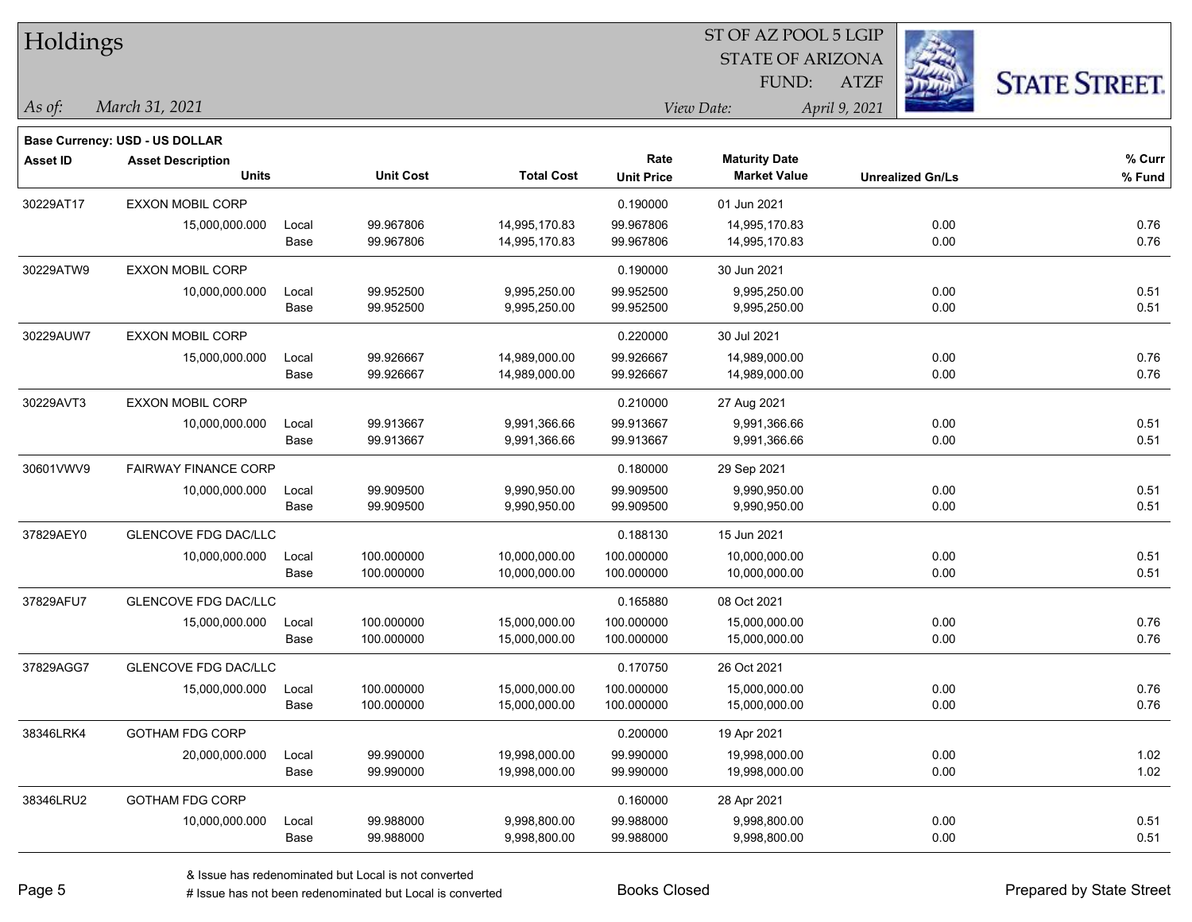# Holdings

ST OF AZ POOL 5 LGIP
STATE OF ARIZONA
FUND: ATZF

*As of:* *March 31, 2021*

*View Date:* *April 9, 2021*

**Base Currency: USD - US DOLLAR**

| Asset ID | Asset Description / Units | | Unit Cost | Total Cost | Rate / Unit Price | Maturity Date / Market Value | Unrealized Gn/Ls | % Curr / % Fund |
|---|---|---|---|---|---|---|---|---|
| 30229AT17 | EXXON MOBIL CORP | | | | 0.190000 | 01 Jun 2021 | | |
| | 15,000,000.000 | Local | 99.967806 | 14,995,170.83 | 99.967806 | 14,995,170.83 | 0.00 | 0.76 |
| | | Base | 99.967806 | 14,995,170.83 | 99.967806 | 14,995,170.83 | 0.00 | 0.76 |
| 30229ATW9 | EXXON MOBIL CORP | | | | 0.190000 | 30 Jun 2021 | | |
| | 10,000,000.000 | Local | 99.952500 | 9,995,250.00 | 99.952500 | 9,995,250.00 | 0.00 | 0.51 |
| | | Base | 99.952500 | 9,995,250.00 | 99.952500 | 9,995,250.00 | 0.00 | 0.51 |
| 30229AUW7 | EXXON MOBIL CORP | | | | 0.220000 | 30 Jul 2021 | | |
| | 15,000,000.000 | Local | 99.926667 | 14,989,000.00 | 99.926667 | 14,989,000.00 | 0.00 | 0.76 |
| | | Base | 99.926667 | 14,989,000.00 | 99.926667 | 14,989,000.00 | 0.00 | 0.76 |
| 30229AVT3 | EXXON MOBIL CORP | | | | 0.210000 | 27 Aug 2021 | | |
| | 10,000,000.000 | Local | 99.913667 | 9,991,366.66 | 99.913667 | 9,991,366.66 | 0.00 | 0.51 |
| | | Base | 99.913667 | 9,991,366.66 | 99.913667 | 9,991,366.66 | 0.00 | 0.51 |
| 30601VWV9 | FAIRWAY FINANCE CORP | | | | 0.180000 | 29 Sep 2021 | | |
| | 10,000,000.000 | Local | 99.909500 | 9,990,950.00 | 99.909500 | 9,990,950.00 | 0.00 | 0.51 |
| | | Base | 99.909500 | 9,990,950.00 | 99.909500 | 9,990,950.00 | 0.00 | 0.51 |
| 37829AEY0 | GLENCOVE FDG DAC/LLC | | | | 0.188130 | 15 Jun 2021 | | |
| | 10,000,000.000 | Local | 100.000000 | 10,000,000.00 | 100.000000 | 10,000,000.00 | 0.00 | 0.51 |
| | | Base | 100.000000 | 10,000,000.00 | 100.000000 | 10,000,000.00 | 0.00 | 0.51 |
| 37829AFU7 | GLENCOVE FDG DAC/LLC | | | | 0.165880 | 08 Oct 2021 | | |
| | 15,000,000.000 | Local | 100.000000 | 15,000,000.00 | 100.000000 | 15,000,000.00 | 0.00 | 0.76 |
| | | Base | 100.000000 | 15,000,000.00 | 100.000000 | 15,000,000.00 | 0.00 | 0.76 |
| 37829AGG7 | GLENCOVE FDG DAC/LLC | | | | 0.170750 | 26 Oct 2021 | | |
| | 15,000,000.000 | Local | 100.000000 | 15,000,000.00 | 100.000000 | 15,000,000.00 | 0.00 | 0.76 |
| | | Base | 100.000000 | 15,000,000.00 | 100.000000 | 15,000,000.00 | 0.00 | 0.76 |
| 38346LRK4 | GOTHAM FDG CORP | | | | 0.200000 | 19 Apr 2021 | | |
| | 20,000,000.000 | Local | 99.990000 | 19,998,000.00 | 99.990000 | 19,998,000.00 | 0.00 | 1.02 |
| | | Base | 99.990000 | 19,998,000.00 | 99.990000 | 19,998,000.00 | 0.00 | 1.02 |
| 38346LRU2 | GOTHAM FDG CORP | | | | 0.160000 | 28 Apr 2021 | | |
| | 10,000,000.000 | Local | 99.988000 | 9,998,800.00 | 99.988000 | 9,998,800.00 | 0.00 | 0.51 |
| | | Base | 99.988000 | 9,998,800.00 | 99.988000 | 9,998,800.00 | 0.00 | 0.51 |

& Issue has redenominated but Local is not converted
# Issue has not been redenominated but Local is converted

Books Closed

Prepared by State Street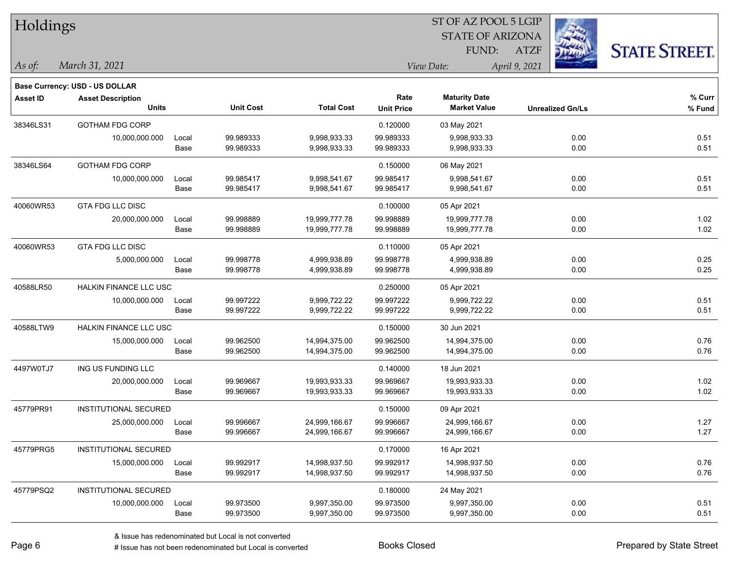# Holdings

ST OF AZ POOL 5 LGIP
STATE OF ARIZONA
FUND: ATZF

*As of:* *March 31, 2021*

*View Date:* *April 9, 2021*

**Base Currency: USD - US DOLLAR**

| Asset ID | Asset Description / Units | | Unit Cost | Total Cost | Rate / Unit Price | Maturity Date / Market Value | Unrealized Gn/Ls | % Curr / % Fund |
|---|---|---|---|---|---|---|---|---|
| 38346LS31 | GOTHAM FDG CORP | | | | 0.120000 | 03 May 2021 | | |
| | 10,000,000.000 | Local | 99.989333 | 9,998,933.33 | 99.989333 | 9,998,933.33 | 0.00 | 0.51 |
| | | Base | 99.989333 | 9,998,933.33 | 99.989333 | 9,998,933.33 | 0.00 | 0.51 |
| 38346LS64 | GOTHAM FDG CORP | | | | 0.150000 | 06 May 2021 | | |
| | 10,000,000.000 | Local | 99.985417 | 9,998,541.67 | 99.985417 | 9,998,541.67 | 0.00 | 0.51 |
| | | Base | 99.985417 | 9,998,541.67 | 99.985417 | 9,998,541.67 | 0.00 | 0.51 |
| 40060WR53 | GTA FDG LLC DISC | | | | 0.100000 | 05 Apr 2021 | | |
| | 20,000,000.000 | Local | 99.998889 | 19,999,777.78 | 99.998889 | 19,999,777.78 | 0.00 | 1.02 |
| | | Base | 99.998889 | 19,999,777.78 | 99.998889 | 19,999,777.78 | 0.00 | 1.02 |
| 40060WR53 | GTA FDG LLC DISC | | | | 0.110000 | 05 Apr 2021 | | |
| | 5,000,000.000 | Local | 99.998778 | 4,999,938.89 | 99.998778 | 4,999,938.89 | 0.00 | 0.25 |
| | | Base | 99.998778 | 4,999,938.89 | 99.998778 | 4,999,938.89 | 0.00 | 0.25 |
| 40588LR50 | HALKIN FINANCE LLC USC | | | | 0.250000 | 05 Apr 2021 | | |
| | 10,000,000.000 | Local | 99.997222 | 9,999,722.22 | 99.997222 | 9,999,722.22 | 0.00 | 0.51 |
| | | Base | 99.997222 | 9,999,722.22 | 99.997222 | 9,999,722.22 | 0.00 | 0.51 |
| 40588LTW9 | HALKIN FINANCE LLC USC | | | | 0.150000 | 30 Jun 2021 | | |
| | 15,000,000.000 | Local | 99.962500 | 14,994,375.00 | 99.962500 | 14,994,375.00 | 0.00 | 0.76 |
| | | Base | 99.962500 | 14,994,375.00 | 99.962500 | 14,994,375.00 | 0.00 | 0.76 |
| 4497W0TJ7 | ING US FUNDING LLC | | | | 0.140000 | 18 Jun 2021 | | |
| | 20,000,000.000 | Local | 99.969667 | 19,993,933.33 | 99.969667 | 19,993,933.33 | 0.00 | 1.02 |
| | | Base | 99.969667 | 19,993,933.33 | 99.969667 | 19,993,933.33 | 0.00 | 1.02 |
| 45779PR91 | INSTITUTIONAL SECURED | | | | 0.150000 | 09 Apr 2021 | | |
| | 25,000,000.000 | Local | 99.996667 | 24,999,166.67 | 99.996667 | 24,999,166.67 | 0.00 | 1.27 |
| | | Base | 99.996667 | 24,999,166.67 | 99.996667 | 24,999,166.67 | 0.00 | 1.27 |
| 45779PRG5 | INSTITUTIONAL SECURED | | | | 0.170000 | 16 Apr 2021 | | |
| | 15,000,000.000 | Local | 99.992917 | 14,998,937.50 | 99.992917 | 14,998,937.50 | 0.00 | 0.76 |
| | | Base | 99.992917 | 14,998,937.50 | 99.992917 | 14,998,937.50 | 0.00 | 0.76 |
| 45779PSQ2 | INSTITUTIONAL SECURED | | | | 0.180000 | 24 May 2021 | | |
| | 10,000,000.000 | Local | 99.973500 | 9,997,350.00 | 99.973500 | 9,997,350.00 | 0.00 | 0.51 |
| | | Base | 99.973500 | 9,997,350.00 | 99.973500 | 9,997,350.00 | 0.00 | 0.51 |

& Issue has redenominated but Local is not converted

# Issue has not been redenominated but Local is converted

Books Closed

Prepared by State Street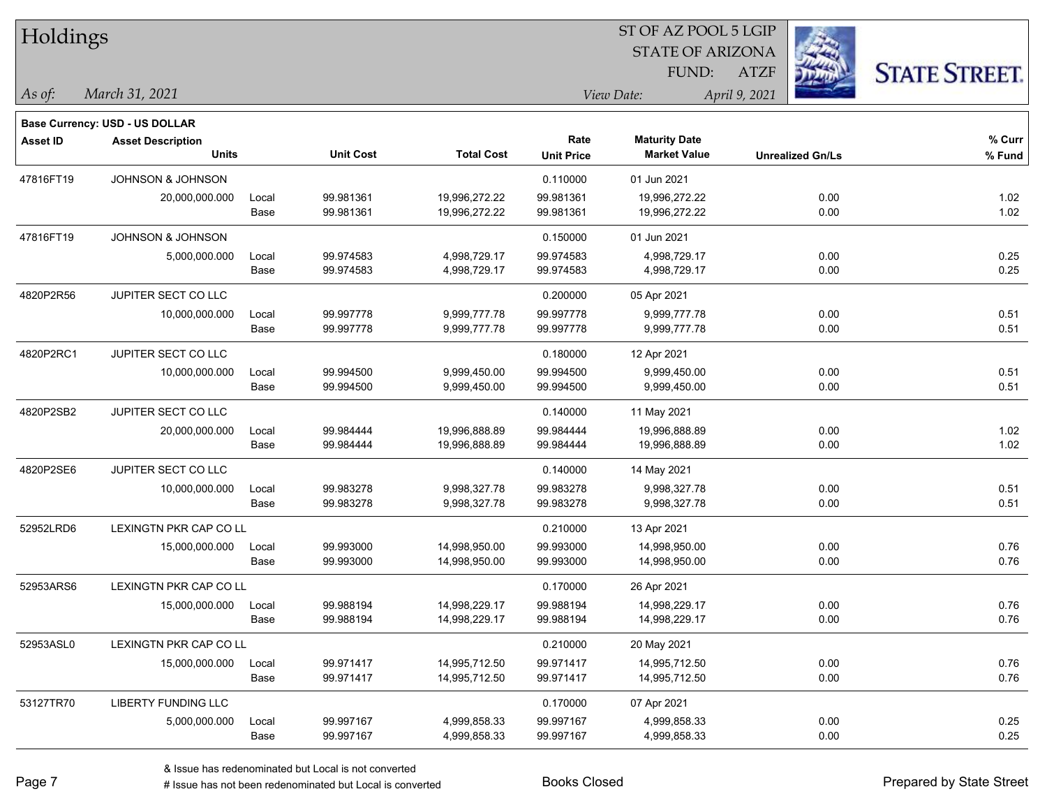# Holdings

ST OF AZ POOL 5 LGIP
STATE OF ARIZONA
FUND: ATZF

*As of:* *March 31, 2021*

*View Date:* *April 9, 2021*

**Base Currency: USD - US DOLLAR**

| Asset ID | Asset Description / Units | | Unit Cost | Total Cost | Rate / Unit Price | Maturity Date / Market Value | Unrealized Gn/Ls | % Curr / % Fund |
|---|---|---|---|---|---|---|---|---|
| 47816FT19 | JOHNSON & JOHNSON | | | | 0.110000 | 01 Jun 2021 | | |
| | 20,000,000.000 | Local | 99.981361 | 19,996,272.22 | 99.981361 | 19,996,272.22 | 0.00 | 1.02 |
| | | Base | 99.981361 | 19,996,272.22 | 99.981361 | 19,996,272.22 | 0.00 | 1.02 |
| 47816FT19 | JOHNSON & JOHNSON | | | | 0.150000 | 01 Jun 2021 | | |
| | 5,000,000.000 | Local | 99.974583 | 4,998,729.17 | 99.974583 | 4,998,729.17 | 0.00 | 0.25 |
| | | Base | 99.974583 | 4,998,729.17 | 99.974583 | 4,998,729.17 | 0.00 | 0.25 |
| 4820P2R56 | JUPITER SECT CO LLC | | | | 0.200000 | 05 Apr 2021 | | |
| | 10,000,000.000 | Local | 99.997778 | 9,999,777.78 | 99.997778 | 9,999,777.78 | 0.00 | 0.51 |
| | | Base | 99.997778 | 9,999,777.78 | 99.997778 | 9,999,777.78 | 0.00 | 0.51 |
| 4820P2RC1 | JUPITER SECT CO LLC | | | | 0.180000 | 12 Apr 2021 | | |
| | 10,000,000.000 | Local | 99.994500 | 9,999,450.00 | 99.994500 | 9,999,450.00 | 0.00 | 0.51 |
| | | Base | 99.994500 | 9,999,450.00 | 99.994500 | 9,999,450.00 | 0.00 | 0.51 |
| 4820P2SB2 | JUPITER SECT CO LLC | | | | 0.140000 | 11 May 2021 | | |
| | 20,000,000.000 | Local | 99.984444 | 19,996,888.89 | 99.984444 | 19,996,888.89 | 0.00 | 1.02 |
| | | Base | 99.984444 | 19,996,888.89 | 99.984444 | 19,996,888.89 | 0.00 | 1.02 |
| 4820P2SE6 | JUPITER SECT CO LLC | | | | 0.140000 | 14 May 2021 | | |
| | 10,000,000.000 | Local | 99.983278 | 9,998,327.78 | 99.983278 | 9,998,327.78 | 0.00 | 0.51 |
| | | Base | 99.983278 | 9,998,327.78 | 99.983278 | 9,998,327.78 | 0.00 | 0.51 |
| 52952LRD6 | LEXINGTN PKR CAP CO LL | | | | 0.210000 | 13 Apr 2021 | | |
| | 15,000,000.000 | Local | 99.993000 | 14,998,950.00 | 99.993000 | 14,998,950.00 | 0.00 | 0.76 |
| | | Base | 99.993000 | 14,998,950.00 | 99.993000 | 14,998,950.00 | 0.00 | 0.76 |
| 52953ARS6 | LEXINGTN PKR CAP CO LL | | | | 0.170000 | 26 Apr 2021 | | |
| | 15,000,000.000 | Local | 99.988194 | 14,998,229.17 | 99.988194 | 14,998,229.17 | 0.00 | 0.76 |
| | | Base | 99.988194 | 14,998,229.17 | 99.988194 | 14,998,229.17 | 0.00 | 0.76 |
| 52953ASL0 | LEXINGTN PKR CAP CO LL | | | | 0.210000 | 20 May 2021 | | |
| | 15,000,000.000 | Local | 99.971417 | 14,995,712.50 | 99.971417 | 14,995,712.50 | 0.00 | 0.76 |
| | | Base | 99.971417 | 14,995,712.50 | 99.971417 | 14,995,712.50 | 0.00 | 0.76 |
| 53127TR70 | LIBERTY FUNDING LLC | | | | 0.170000 | 07 Apr 2021 | | |
| | 5,000,000.000 | Local | 99.997167 | 4,999,858.33 | 99.997167 | 4,999,858.33 | 0.00 | 0.25 |
| | | Base | 99.997167 | 4,999,858.33 | 99.997167 | 4,999,858.33 | 0.00 | 0.25 |

& Issue has redenominated but Local is not converted
# Issue has not been redenominated but Local is converted

Books Closed

Prepared by State Street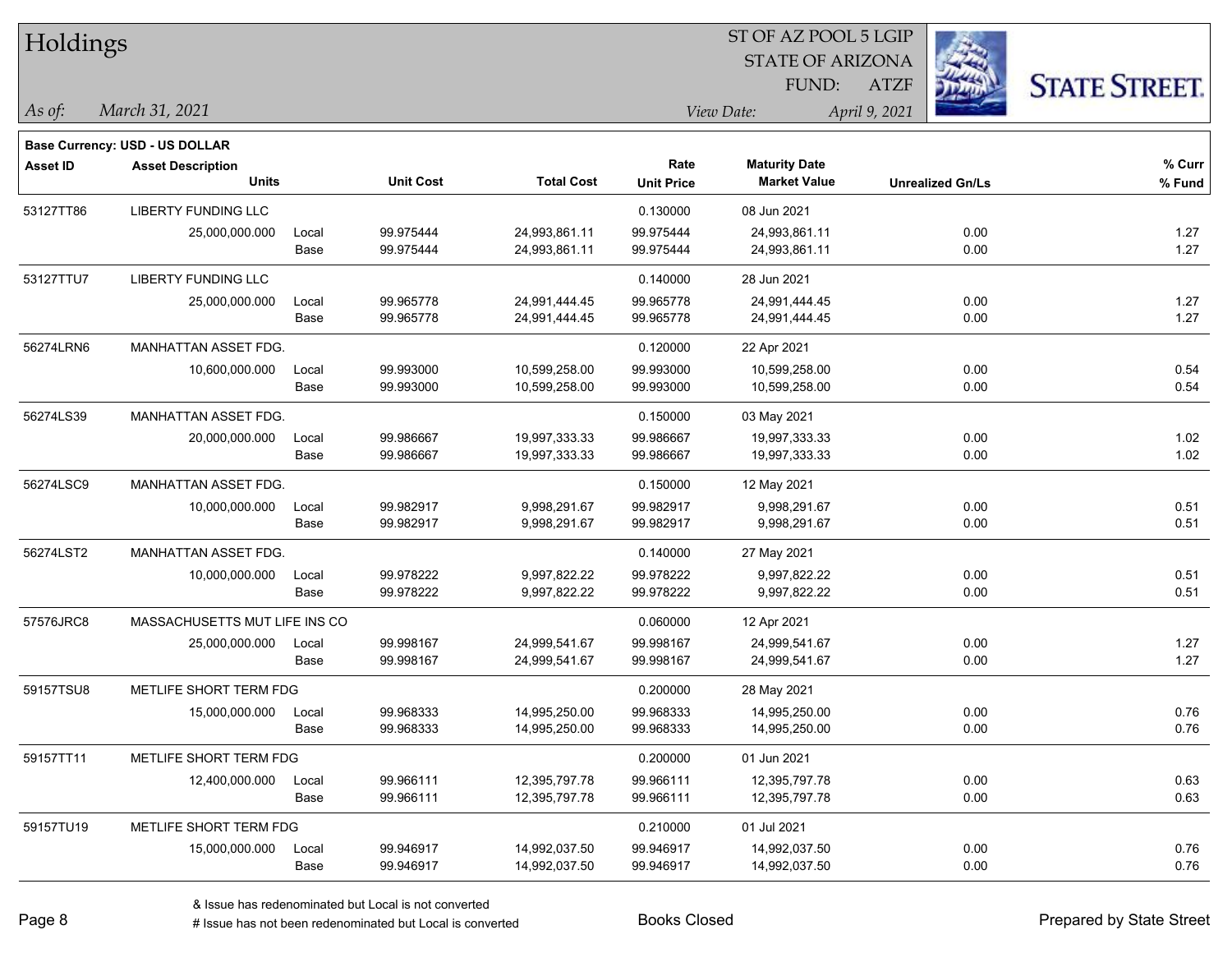# Holdings

ST OF AZ POOL 5 LGIP
STATE OF ARIZONA
FUND: ATZF

*As of:* *March 31, 2021*

*View Date:* *April 9, 2021*

**Base Currency: USD - US DOLLAR**

| Asset ID | Asset Description / Units | | Unit Cost | Total Cost | Rate / Unit Price | Maturity Date / Market Value | Unrealized Gn/Ls | % Curr / % Fund |
|---|---|---|---|---|---|---|---|---|
| 53127TT86 | LIBERTY FUNDING LLC | | | | 0.130000 | 08 Jun 2021 | | |
| | 25,000,000.000 | Local | 99.975444 | 24,993,861.11 | 99.975444 | 24,993,861.11 | 0.00 | 1.27 |
| | | Base | 99.975444 | 24,993,861.11 | 99.975444 | 24,993,861.11 | 0.00 | 1.27 |
| 53127TTU7 | LIBERTY FUNDING LLC | | | | 0.140000 | 28 Jun 2021 | | |
| | 25,000,000.000 | Local | 99.965778 | 24,991,444.45 | 99.965778 | 24,991,444.45 | 0.00 | 1.27 |
| | | Base | 99.965778 | 24,991,444.45 | 99.965778 | 24,991,444.45 | 0.00 | 1.27 |
| 56274LRN6 | MANHATTAN ASSET FDG. | | | | 0.120000 | 22 Apr 2021 | | |
| | 10,600,000.000 | Local | 99.993000 | 10,599,258.00 | 99.993000 | 10,599,258.00 | 0.00 | 0.54 |
| | | Base | 99.993000 | 10,599,258.00 | 99.993000 | 10,599,258.00 | 0.00 | 0.54 |
| 56274LS39 | MANHATTAN ASSET FDG. | | | | 0.150000 | 03 May 2021 | | |
| | 20,000,000.000 | Local | 99.986667 | 19,997,333.33 | 99.986667 | 19,997,333.33 | 0.00 | 1.02 |
| | | Base | 99.986667 | 19,997,333.33 | 99.986667 | 19,997,333.33 | 0.00 | 1.02 |
| 56274LSC9 | MANHATTAN ASSET FDG. | | | | 0.150000 | 12 May 2021 | | |
| | 10,000,000.000 | Local | 99.982917 | 9,998,291.67 | 99.982917 | 9,998,291.67 | 0.00 | 0.51 |
| | | Base | 99.982917 | 9,998,291.67 | 99.982917 | 9,998,291.67 | 0.00 | 0.51 |
| 56274LST2 | MANHATTAN ASSET FDG. | | | | 0.140000 | 27 May 2021 | | |
| | 10,000,000.000 | Local | 99.978222 | 9,997,822.22 | 99.978222 | 9,997,822.22 | 0.00 | 0.51 |
| | | Base | 99.978222 | 9,997,822.22 | 99.978222 | 9,997,822.22 | 0.00 | 0.51 |
| 57576JRC8 | MASSACHUSETTS MUT LIFE INS CO | | | | 0.060000 | 12 Apr 2021 | | |
| | 25,000,000.000 | Local | 99.998167 | 24,999,541.67 | 99.998167 | 24,999,541.67 | 0.00 | 1.27 |
| | | Base | 99.998167 | 24,999,541.67 | 99.998167 | 24,999,541.67 | 0.00 | 1.27 |
| 59157TSU8 | METLIFE SHORT TERM FDG | | | | 0.200000 | 28 May 2021 | | |
| | 15,000,000.000 | Local | 99.968333 | 14,995,250.00 | 99.968333 | 14,995,250.00 | 0.00 | 0.76 |
| | | Base | 99.968333 | 14,995,250.00 | 99.968333 | 14,995,250.00 | 0.00 | 0.76 |
| 59157TT11 | METLIFE SHORT TERM FDG | | | | 0.200000 | 01 Jun 2021 | | |
| | 12,400,000.000 | Local | 99.966111 | 12,395,797.78 | 99.966111 | 12,395,797.78 | 0.00 | 0.63 |
| | | Base | 99.966111 | 12,395,797.78 | 99.966111 | 12,395,797.78 | 0.00 | 0.63 |
| 59157TU19 | METLIFE SHORT TERM FDG | | | | 0.210000 | 01 Jul 2021 | | |
| | 15,000,000.000 | Local | 99.946917 | 14,992,037.50 | 99.946917 | 14,992,037.50 | 0.00 | 0.76 |
| | | Base | 99.946917 | 14,992,037.50 | 99.946917 | 14,992,037.50 | 0.00 | 0.76 |

& Issue has redenominated but Local is not converted
# Issue has not been redenominated but Local is converted

Books Closed

Prepared by State Street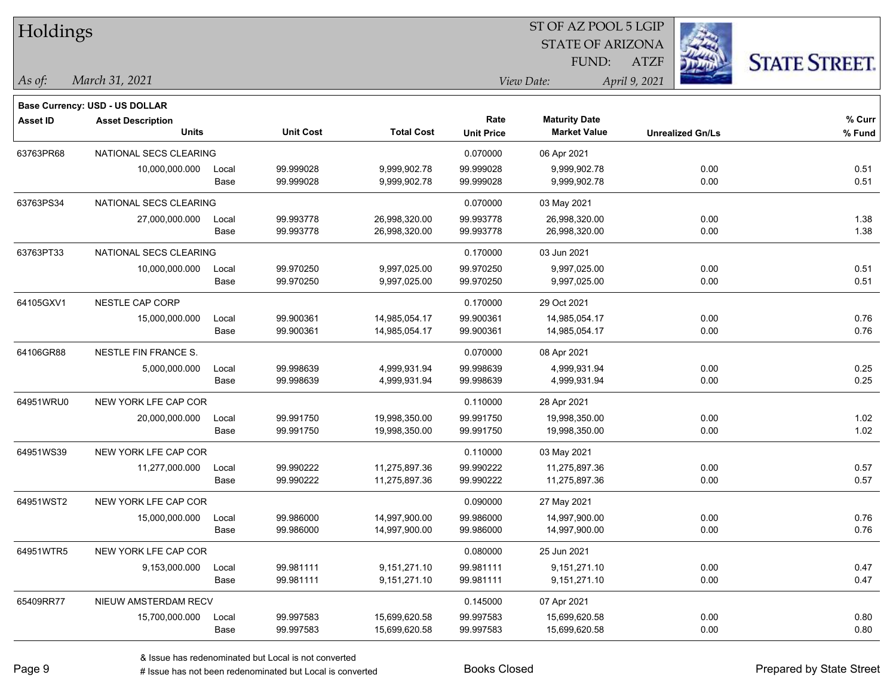# Holdings

ST OF AZ POOL 5 LGIP
STATE OF ARIZONA
FUND: ATZF

*As of:* *March 31, 2021*

*View Date:* *April 9, 2021*

**Base Currency: USD - US DOLLAR**

| Asset ID | Asset Description / Units | | Unit Cost | Total Cost | Rate / Unit Price | Maturity Date / Market Value | Unrealized Gn/Ls | % Curr / % Fund |
|---|---|---|---|---|---|---|---|---|
| 63763PR68 | NATIONAL SECS CLEARING | | | | 0.070000 | 06 Apr 2021 | | |
| | 10,000,000.000 | Local | 99.999028 | 9,999,902.78 | 99.999028 | 9,999,902.78 | 0.00 | 0.51 |
| | | Base | 99.999028 | 9,999,902.78 | 99.999028 | 9,999,902.78 | 0.00 | 0.51 |
| 63763PS34 | NATIONAL SECS CLEARING | | | | 0.070000 | 03 May 2021 | | |
| | 27,000,000.000 | Local | 99.993778 | 26,998,320.00 | 99.993778 | 26,998,320.00 | 0.00 | 1.38 |
| | | Base | 99.993778 | 26,998,320.00 | 99.993778 | 26,998,320.00 | 0.00 | 1.38 |
| 63763PT33 | NATIONAL SECS CLEARING | | | | 0.170000 | 03 Jun 2021 | | |
| | 10,000,000.000 | Local | 99.970250 | 9,997,025.00 | 99.970250 | 9,997,025.00 | 0.00 | 0.51 |
| | | Base | 99.970250 | 9,997,025.00 | 99.970250 | 9,997,025.00 | 0.00 | 0.51 |
| 64105GXV1 | NESTLE CAP CORP | | | | 0.170000 | 29 Oct 2021 | | |
| | 15,000,000.000 | Local | 99.900361 | 14,985,054.17 | 99.900361 | 14,985,054.17 | 0.00 | 0.76 |
| | | Base | 99.900361 | 14,985,054.17 | 99.900361 | 14,985,054.17 | 0.00 | 0.76 |
| 64106GR88 | NESTLE FIN FRANCE S. | | | | 0.070000 | 08 Apr 2021 | | |
| | 5,000,000.000 | Local | 99.998639 | 4,999,931.94 | 99.998639 | 4,999,931.94 | 0.00 | 0.25 |
| | | Base | 99.998639 | 4,999,931.94 | 99.998639 | 4,999,931.94 | 0.00 | 0.25 |
| 64951WRU0 | NEW YORK LFE CAP COR | | | | 0.110000 | 28 Apr 2021 | | |
| | 20,000,000.000 | Local | 99.991750 | 19,998,350.00 | 99.991750 | 19,998,350.00 | 0.00 | 1.02 |
| | | Base | 99.991750 | 19,998,350.00 | 99.991750 | 19,998,350.00 | 0.00 | 1.02 |
| 64951WS39 | NEW YORK LFE CAP COR | | | | 0.110000 | 03 May 2021 | | |
| | 11,277,000.000 | Local | 99.990222 | 11,275,897.36 | 99.990222 | 11,275,897.36 | 0.00 | 0.57 |
| | | Base | 99.990222 | 11,275,897.36 | 99.990222 | 11,275,897.36 | 0.00 | 0.57 |
| 64951WST2 | NEW YORK LFE CAP COR | | | | 0.090000 | 27 May 2021 | | |
| | 15,000,000.000 | Local | 99.986000 | 14,997,900.00 | 99.986000 | 14,997,900.00 | 0.00 | 0.76 |
| | | Base | 99.986000 | 14,997,900.00 | 99.986000 | 14,997,900.00 | 0.00 | 0.76 |
| 64951WTR5 | NEW YORK LFE CAP COR | | | | 0.080000 | 25 Jun 2021 | | |
| | 9,153,000.000 | Local | 99.981111 | 9,151,271.10 | 99.981111 | 9,151,271.10 | 0.00 | 0.47 |
| | | Base | 99.981111 | 9,151,271.10 | 99.981111 | 9,151,271.10 | 0.00 | 0.47 |
| 65409RR77 | NIEUW AMSTERDAM RECV | | | | 0.145000 | 07 Apr 2021 | | |
| | 15,700,000.000 | Local | 99.997583 | 15,699,620.58 | 99.997583 | 15,699,620.58 | 0.00 | 0.80 |
| | | Base | 99.997583 | 15,699,620.58 | 99.997583 | 15,699,620.58 | 0.00 | 0.80 |

& Issue has redenominated but Local is not converted
# Issue has not been redenominated but Local is converted

Books Closed

Prepared by State Street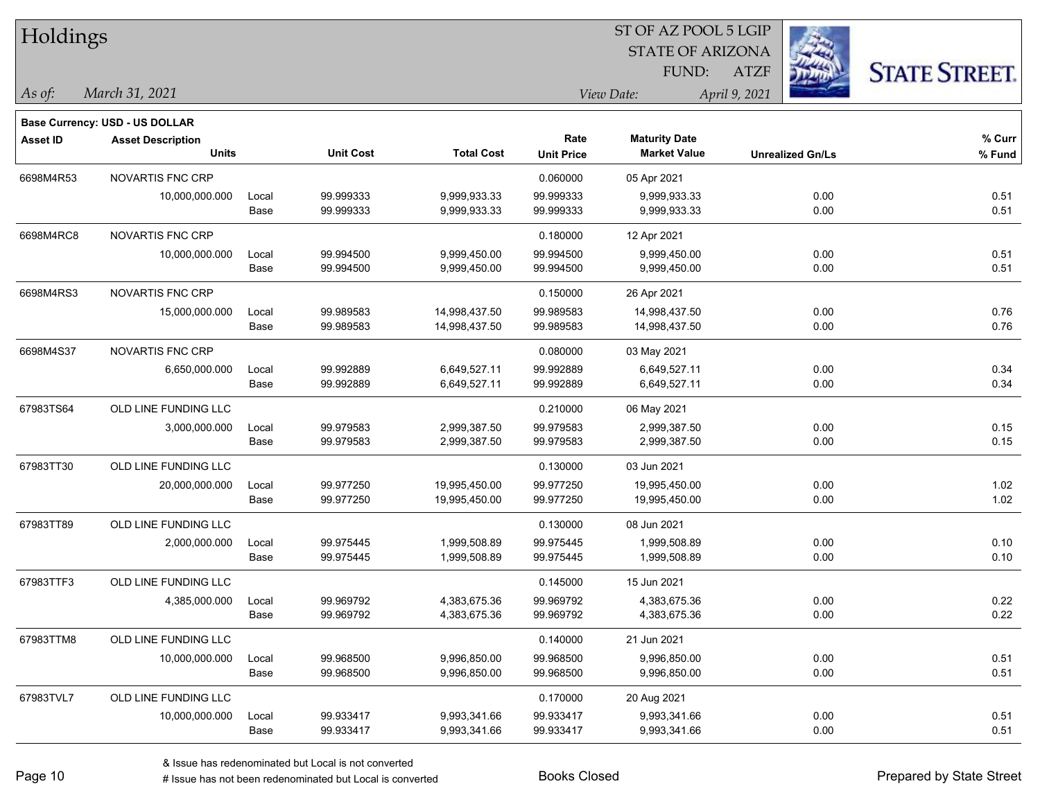# Holdings

ST OF AZ POOL 5 LGIP
STATE OF ARIZONA
FUND: ATZF

*As of:* *March 31, 2021*
*View Date:* *April 9, 2021*

**Base Currency: USD - US DOLLAR**

| Asset ID | Asset Description / Units | | Unit Cost | Total Cost | Rate / Unit Price | Maturity Date / Market Value | Unrealized Gn/Ls | % Curr / % Fund |
|---|---|---|---|---|---|---|---|---|
| 6698M4R53 | NOVARTIS FNC CRP | | | | 0.060000 | 05 Apr 2021 | | |
| | 10,000,000.000 | Local | 99.999333 | 9,999,933.33 | 99.999333 | 9,999,933.33 | 0.00 | 0.51 |
| | | Base | 99.999333 | 9,999,933.33 | 99.999333 | 9,999,933.33 | 0.00 | 0.51 |
| 6698M4RC8 | NOVARTIS FNC CRP | | | | 0.180000 | 12 Apr 2021 | | |
| | 10,000,000.000 | Local | 99.994500 | 9,999,450.00 | 99.994500 | 9,999,450.00 | 0.00 | 0.51 |
| | | Base | 99.994500 | 9,999,450.00 | 99.994500 | 9,999,450.00 | 0.00 | 0.51 |
| 6698M4RS3 | NOVARTIS FNC CRP | | | | 0.150000 | 26 Apr 2021 | | |
| | 15,000,000.000 | Local | 99.989583 | 14,998,437.50 | 99.989583 | 14,998,437.50 | 0.00 | 0.76 |
| | | Base | 99.989583 | 14,998,437.50 | 99.989583 | 14,998,437.50 | 0.00 | 0.76 |
| 6698M4S37 | NOVARTIS FNC CRP | | | | 0.080000 | 03 May 2021 | | |
| | 6,650,000.000 | Local | 99.992889 | 6,649,527.11 | 99.992889 | 6,649,527.11 | 0.00 | 0.34 |
| | | Base | 99.992889 | 6,649,527.11 | 99.992889 | 6,649,527.11 | 0.00 | 0.34 |
| 67983TS64 | OLD LINE FUNDING LLC | | | | 0.210000 | 06 May 2021 | | |
| | 3,000,000.000 | Local | 99.979583 | 2,999,387.50 | 99.979583 | 2,999,387.50 | 0.00 | 0.15 |
| | | Base | 99.979583 | 2,999,387.50 | 99.979583 | 2,999,387.50 | 0.00 | 0.15 |
| 67983TT30 | OLD LINE FUNDING LLC | | | | 0.130000 | 03 Jun 2021 | | |
| | 20,000,000.000 | Local | 99.977250 | 19,995,450.00 | 99.977250 | 19,995,450.00 | 0.00 | 1.02 |
| | | Base | 99.977250 | 19,995,450.00 | 99.977250 | 19,995,450.00 | 0.00 | 1.02 |
| 67983TT89 | OLD LINE FUNDING LLC | | | | 0.130000 | 08 Jun 2021 | | |
| | 2,000,000.000 | Local | 99.975445 | 1,999,508.89 | 99.975445 | 1,999,508.89 | 0.00 | 0.10 |
| | | Base | 99.975445 | 1,999,508.89 | 99.975445 | 1,999,508.89 | 0.00 | 0.10 |
| 67983TTF3 | OLD LINE FUNDING LLC | | | | 0.145000 | 15 Jun 2021 | | |
| | 4,385,000.000 | Local | 99.969792 | 4,383,675.36 | 99.969792 | 4,383,675.36 | 0.00 | 0.22 |
| | | Base | 99.969792 | 4,383,675.36 | 99.969792 | 4,383,675.36 | 0.00 | 0.22 |
| 67983TTM8 | OLD LINE FUNDING LLC | | | | 0.140000 | 21 Jun 2021 | | |
| | 10,000,000.000 | Local | 99.968500 | 9,996,850.00 | 99.968500 | 9,996,850.00 | 0.00 | 0.51 |
| | | Base | 99.968500 | 9,996,850.00 | 99.968500 | 9,996,850.00 | 0.00 | 0.51 |
| 67983TVL7 | OLD LINE FUNDING LLC | | | | 0.170000 | 20 Aug 2021 | | |
| | 10,000,000.000 | Local | 99.933417 | 9,993,341.66 | 99.933417 | 9,993,341.66 | 0.00 | 0.51 |
| | | Base | 99.933417 | 9,993,341.66 | 99.933417 | 9,993,341.66 | 0.00 | 0.51 |

& Issue has redenominated but Local is not converted
# Issue has not been redenominated but Local is converted

Books Closed

Prepared by State Street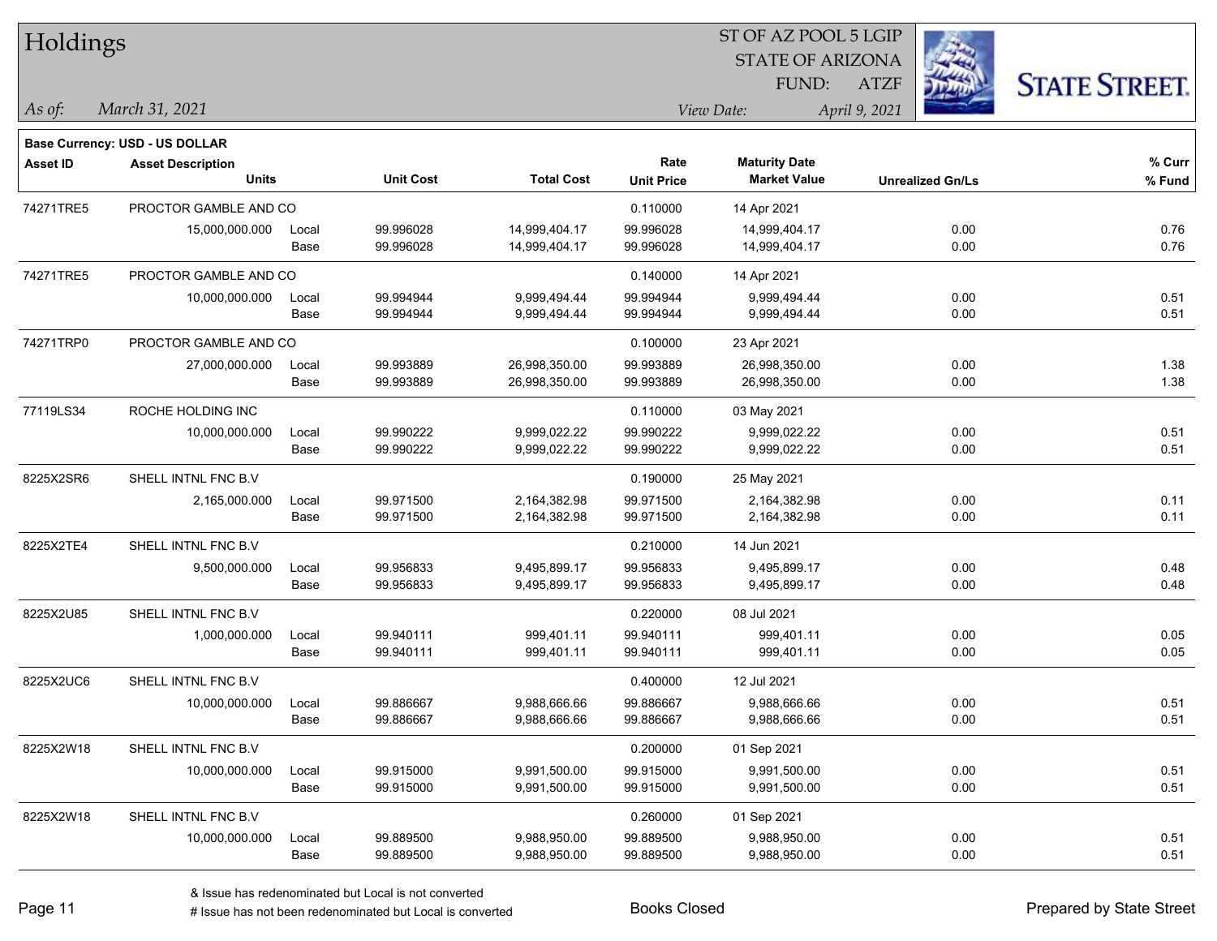# Holdings

ST OF AZ POOL 5 LGIP
STATE OF ARIZONA
FUND: ATZF

*As of:* *March 31, 2021*

*View Date:* *April 9, 2021*

**Base Currency: USD - US DOLLAR**

| Asset ID | Asset Description / Units | | Unit Cost | Total Cost | Rate / Unit Price | Maturity Date / Market Value | Unrealized Gn/Ls | % Curr / % Fund |
|---|---|---|---|---|---|---|---|---|
| 74271TRE5 | PROCTOR GAMBLE AND CO | | | | 0.110000 | 14 Apr 2021 | | |
| | 15,000,000.000 | Local | 99.996028 | 14,999,404.17 | 99.996028 | 14,999,404.17 | 0.00 | 0.76 |
| | | Base | 99.996028 | 14,999,404.17 | 99.996028 | 14,999,404.17 | 0.00 | 0.76 |
| 74271TRE5 | PROCTOR GAMBLE AND CO | | | | 0.140000 | 14 Apr 2021 | | |
| | 10,000,000.000 | Local | 99.994944 | 9,999,494.44 | 99.994944 | 9,999,494.44 | 0.00 | 0.51 |
| | | Base | 99.994944 | 9,999,494.44 | 99.994944 | 9,999,494.44 | 0.00 | 0.51 |
| 74271TRP0 | PROCTOR GAMBLE AND CO | | | | 0.100000 | 23 Apr 2021 | | |
| | 27,000,000.000 | Local | 99.993889 | 26,998,350.00 | 99.993889 | 26,998,350.00 | 0.00 | 1.38 |
| | | Base | 99.993889 | 26,998,350.00 | 99.993889 | 26,998,350.00 | 0.00 | 1.38 |
| 77119LS34 | ROCHE HOLDING INC | | | | 0.110000 | 03 May 2021 | | |
| | 10,000,000.000 | Local | 99.990222 | 9,999,022.22 | 99.990222 | 9,999,022.22 | 0.00 | 0.51 |
| | | Base | 99.990222 | 9,999,022.22 | 99.990222 | 9,999,022.22 | 0.00 | 0.51 |
| 8225X2SR6 | SHELL INTNL FNC B.V | | | | 0.190000 | 25 May 2021 | | |
| | 2,165,000.000 | Local | 99.971500 | 2,164,382.98 | 99.971500 | 2,164,382.98 | 0.00 | 0.11 |
| | | Base | 99.971500 | 2,164,382.98 | 99.971500 | 2,164,382.98 | 0.00 | 0.11 |
| 8225X2TE4 | SHELL INTNL FNC B.V | | | | 0.210000 | 14 Jun 2021 | | |
| | 9,500,000.000 | Local | 99.956833 | 9,495,899.17 | 99.956833 | 9,495,899.17 | 0.00 | 0.48 |
| | | Base | 99.956833 | 9,495,899.17 | 99.956833 | 9,495,899.17 | 0.00 | 0.48 |
| 8225X2U85 | SHELL INTNL FNC B.V | | | | 0.220000 | 08 Jul 2021 | | |
| | 1,000,000.000 | Local | 99.940111 | 999,401.11 | 99.940111 | 999,401.11 | 0.00 | 0.05 |
| | | Base | 99.940111 | 999,401.11 | 99.940111 | 999,401.11 | 0.00 | 0.05 |
| 8225X2UC6 | SHELL INTNL FNC B.V | | | | 0.400000 | 12 Jul 2021 | | |
| | 10,000,000.000 | Local | 99.886667 | 9,988,666.66 | 99.886667 | 9,988,666.66 | 0.00 | 0.51 |
| | | Base | 99.886667 | 9,988,666.66 | 99.886667 | 9,988,666.66 | 0.00 | 0.51 |
| 8225X2W18 | SHELL INTNL FNC B.V | | | | 0.200000 | 01 Sep 2021 | | |
| | 10,000,000.000 | Local | 99.915000 | 9,991,500.00 | 99.915000 | 9,991,500.00 | 0.00 | 0.51 |
| | | Base | 99.915000 | 9,991,500.00 | 99.915000 | 9,991,500.00 | 0.00 | 0.51 |
| 8225X2W18 | SHELL INTNL FNC B.V | | | | 0.260000 | 01 Sep 2021 | | |
| | 10,000,000.000 | Local | 99.889500 | 9,988,950.00 | 99.889500 | 9,988,950.00 | 0.00 | 0.51 |
| | | Base | 99.889500 | 9,988,950.00 | 99.889500 | 9,988,950.00 | 0.00 | 0.51 |

& Issue has redenominated but Local is not converted
# Issue has not been redenominated but Local is converted

Books Closed

Prepared by State Street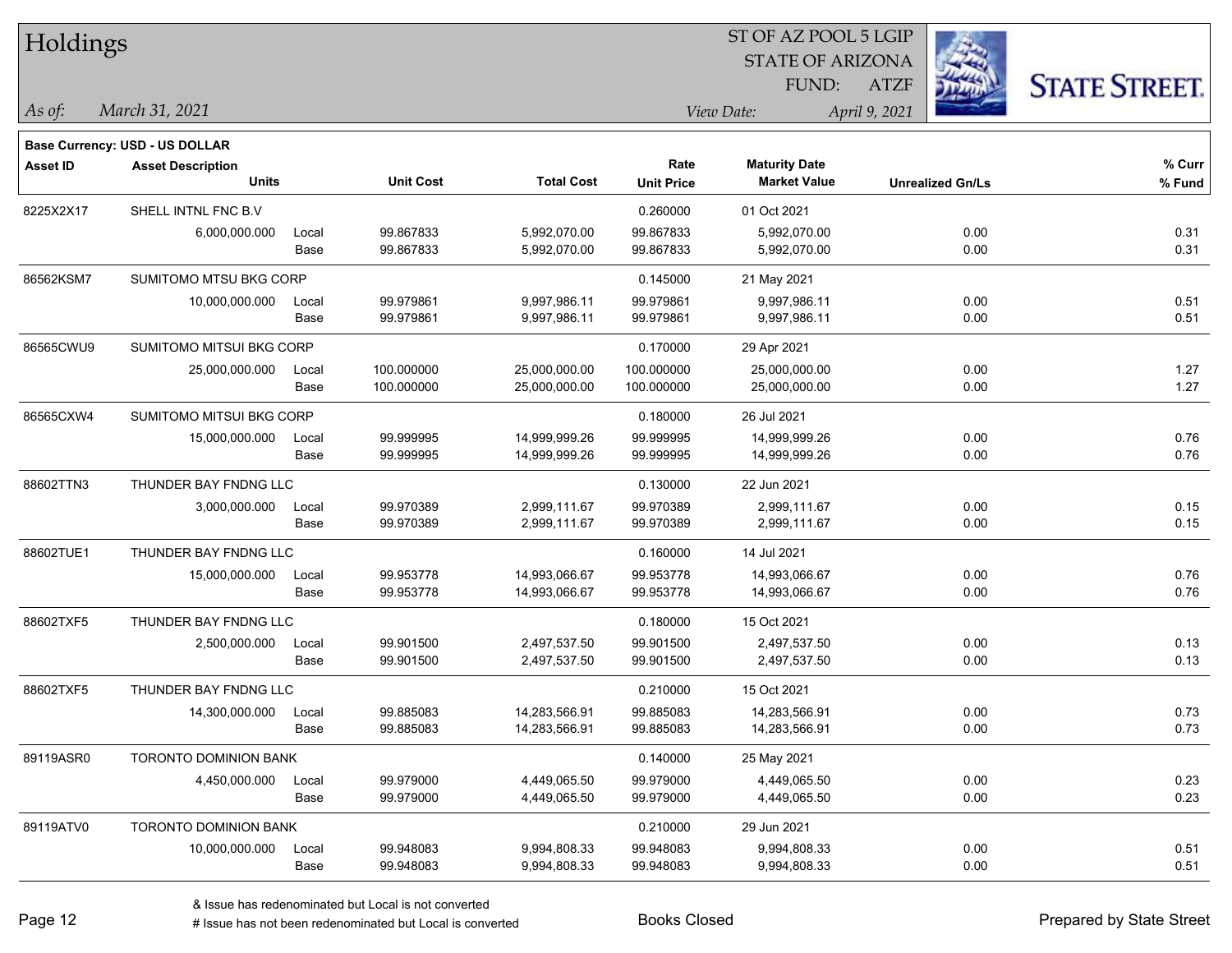# Holdings

ST OF AZ POOL 5 LGIP
STATE OF ARIZONA
FUND: ATZF

*As of:* *March 31, 2021*

*View Date:* *April 9, 2021*

**Base Currency: USD - US DOLLAR**

| Asset ID | Asset Description / Units | | Unit Cost | Total Cost | Rate / Unit Price | Maturity Date / Market Value | Unrealized Gn/Ls | % Curr / % Fund |
|---|---|---|---|---|---|---|---|---|
| 8225X2X17 | SHELL INTNL FNC B.V | | | | 0.260000 | 01 Oct 2021 | | |
| | 6,000,000.000 | Local | 99.867833 | 5,992,070.00 | 99.867833 | 5,992,070.00 | 0.00 | 0.31 |
| | | Base | 99.867833 | 5,992,070.00 | 99.867833 | 5,992,070.00 | 0.00 | 0.31 |
| 86562KSM7 | SUMITOMO MTSU BKG CORP | | | | 0.145000 | 21 May 2021 | | |
| | 10,000,000.000 | Local | 99.979861 | 9,997,986.11 | 99.979861 | 9,997,986.11 | 0.00 | 0.51 |
| | | Base | 99.979861 | 9,997,986.11 | 99.979861 | 9,997,986.11 | 0.00 | 0.51 |
| 86565CWU9 | SUMITOMO MITSUI BKG CORP | | | | 0.170000 | 29 Apr 2021 | | |
| | 25,000,000.000 | Local | 100.000000 | 25,000,000.00 | 100.000000 | 25,000,000.00 | 0.00 | 1.27 |
| | | Base | 100.000000 | 25,000,000.00 | 100.000000 | 25,000,000.00 | 0.00 | 1.27 |
| 86565CXW4 | SUMITOMO MITSUI BKG CORP | | | | 0.180000 | 26 Jul 2021 | | |
| | 15,000,000.000 | Local | 99.999995 | 14,999,999.26 | 99.999995 | 14,999,999.26 | 0.00 | 0.76 |
| | | Base | 99.999995 | 14,999,999.26 | 99.999995 | 14,999,999.26 | 0.00 | 0.76 |
| 88602TTN3 | THUNDER BAY FNDNG LLC | | | | 0.130000 | 22 Jun 2021 | | |
| | 3,000,000.000 | Local | 99.970389 | 2,999,111.67 | 99.970389 | 2,999,111.67 | 0.00 | 0.15 |
| | | Base | 99.970389 | 2,999,111.67 | 99.970389 | 2,999,111.67 | 0.00 | 0.15 |
| 88602TUE1 | THUNDER BAY FNDNG LLC | | | | 0.160000 | 14 Jul 2021 | | |
| | 15,000,000.000 | Local | 99.953778 | 14,993,066.67 | 99.953778 | 14,993,066.67 | 0.00 | 0.76 |
| | | Base | 99.953778 | 14,993,066.67 | 99.953778 | 14,993,066.67 | 0.00 | 0.76 |
| 88602TXF5 | THUNDER BAY FNDNG LLC | | | | 0.180000 | 15 Oct 2021 | | |
| | 2,500,000.000 | Local | 99.901500 | 2,497,537.50 | 99.901500 | 2,497,537.50 | 0.00 | 0.13 |
| | | Base | 99.901500 | 2,497,537.50 | 99.901500 | 2,497,537.50 | 0.00 | 0.13 |
| 88602TXF5 | THUNDER BAY FNDNG LLC | | | | 0.210000 | 15 Oct 2021 | | |
| | 14,300,000.000 | Local | 99.885083 | 14,283,566.91 | 99.885083 | 14,283,566.91 | 0.00 | 0.73 |
| | | Base | 99.885083 | 14,283,566.91 | 99.885083 | 14,283,566.91 | 0.00 | 0.73 |
| 89119ASR0 | TORONTO DOMINION BANK | | | | 0.140000 | 25 May 2021 | | |
| | 4,450,000.000 | Local | 99.979000 | 4,449,065.50 | 99.979000 | 4,449,065.50 | 0.00 | 0.23 |
| | | Base | 99.979000 | 4,449,065.50 | 99.979000 | 4,449,065.50 | 0.00 | 0.23 |
| 89119ATV0 | TORONTO DOMINION BANK | | | | 0.210000 | 29 Jun 2021 | | |
| | 10,000,000.000 | Local | 99.948083 | 9,994,808.33 | 99.948083 | 9,994,808.33 | 0.00 | 0.51 |
| | | Base | 99.948083 | 9,994,808.33 | 99.948083 | 9,994,808.33 | 0.00 | 0.51 |

& Issue has redenominated but Local is not converted

# Issue has not been redenominated but Local is converted

Books Closed

Prepared by State Street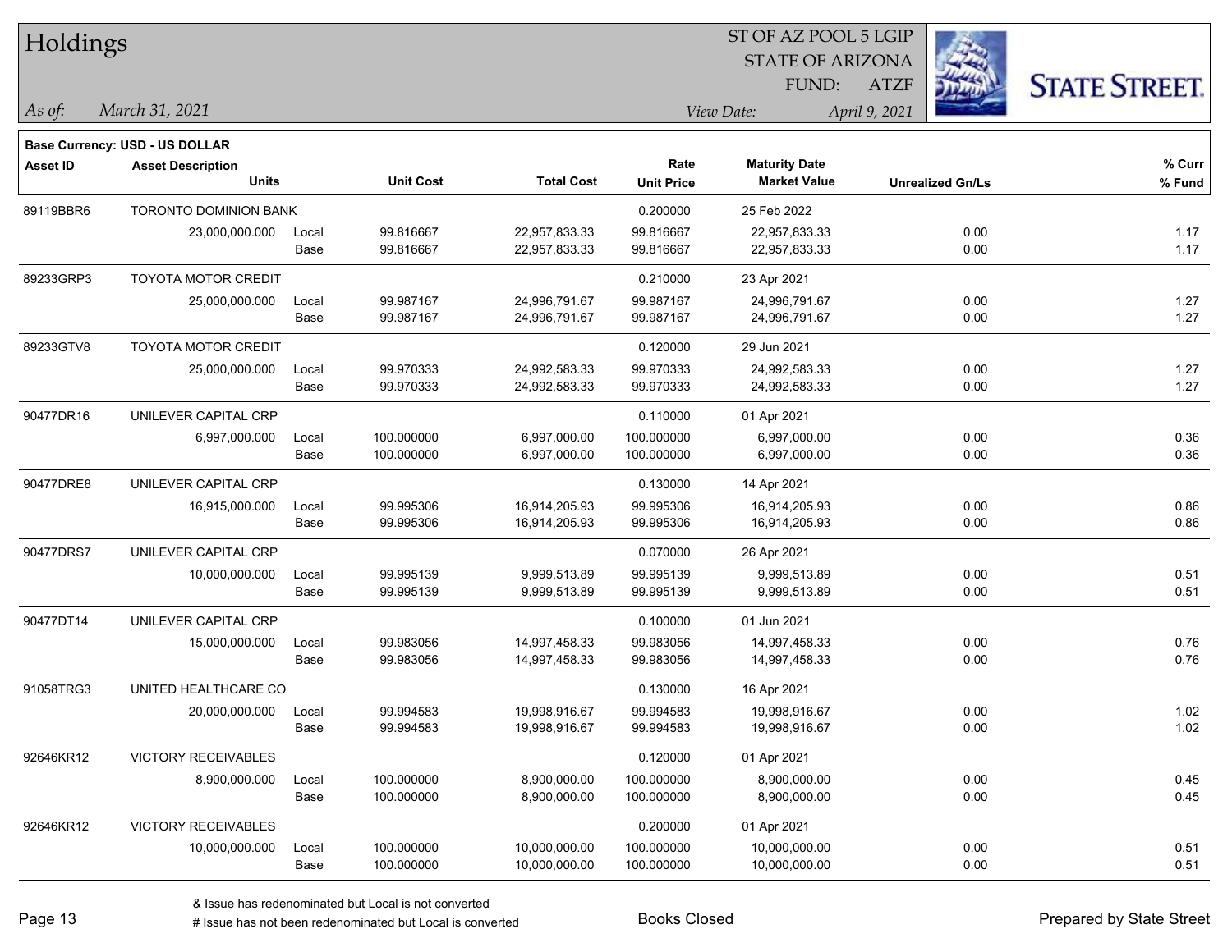# Holdings

ST OF AZ POOL 5 LGIP
STATE OF ARIZONA
FUND: ATZF

*As of: March 31, 2021*

*View Date: April 9, 2021*

**Base Currency: USD - US DOLLAR**

| Asset ID | Asset Description / Units | | Unit Cost | Total Cost | Rate / Unit Price | Maturity Date / Market Value | Unrealized Gn/Ls | % Curr / % Fund |
|---|---|---|---|---|---|---|---|---|
| 89119BBR6 | TORONTO DOMINION BANK | | | | 0.200000 | 25 Feb 2022 | | |
| | 23,000,000.000 | Local | 99.816667 | 22,957,833.33 | 99.816667 | 22,957,833.33 | 0.00 | 1.17 |
| | | Base | 99.816667 | 22,957,833.33 | 99.816667 | 22,957,833.33 | 0.00 | 1.17 |
| 89233GRP3 | TOYOTA MOTOR CREDIT | | | | 0.210000 | 23 Apr 2021 | | |
| | 25,000,000.000 | Local | 99.987167 | 24,996,791.67 | 99.987167 | 24,996,791.67 | 0.00 | 1.27 |
| | | Base | 99.987167 | 24,996,791.67 | 99.987167 | 24,996,791.67 | 0.00 | 1.27 |
| 89233GTV8 | TOYOTA MOTOR CREDIT | | | | 0.120000 | 29 Jun 2021 | | |
| | 25,000,000.000 | Local | 99.970333 | 24,992,583.33 | 99.970333 | 24,992,583.33 | 0.00 | 1.27 |
| | | Base | 99.970333 | 24,992,583.33 | 99.970333 | 24,992,583.33 | 0.00 | 1.27 |
| 90477DR16 | UNILEVER CAPITAL CRP | | | | 0.110000 | 01 Apr 2021 | | |
| | 6,997,000.000 | Local | 100.000000 | 6,997,000.00 | 100.000000 | 6,997,000.00 | 0.00 | 0.36 |
| | | Base | 100.000000 | 6,997,000.00 | 100.000000 | 6,997,000.00 | 0.00 | 0.36 |
| 90477DRE8 | UNILEVER CAPITAL CRP | | | | 0.130000 | 14 Apr 2021 | | |
| | 16,915,000.000 | Local | 99.995306 | 16,914,205.93 | 99.995306 | 16,914,205.93 | 0.00 | 0.86 |
| | | Base | 99.995306 | 16,914,205.93 | 99.995306 | 16,914,205.93 | 0.00 | 0.86 |
| 90477DRS7 | UNILEVER CAPITAL CRP | | | | 0.070000 | 26 Apr 2021 | | |
| | 10,000,000.000 | Local | 99.995139 | 9,999,513.89 | 99.995139 | 9,999,513.89 | 0.00 | 0.51 |
| | | Base | 99.995139 | 9,999,513.89 | 99.995139 | 9,999,513.89 | 0.00 | 0.51 |
| 90477DT14 | UNILEVER CAPITAL CRP | | | | 0.100000 | 01 Jun 2021 | | |
| | 15,000,000.000 | Local | 99.983056 | 14,997,458.33 | 99.983056 | 14,997,458.33 | 0.00 | 0.76 |
| | | Base | 99.983056 | 14,997,458.33 | 99.983056 | 14,997,458.33 | 0.00 | 0.76 |
| 91058TRG3 | UNITED HEALTHCARE CO | | | | 0.130000 | 16 Apr 2021 | | |
| | 20,000,000.000 | Local | 99.994583 | 19,998,916.67 | 99.994583 | 19,998,916.67 | 0.00 | 1.02 |
| | | Base | 99.994583 | 19,998,916.67 | 99.994583 | 19,998,916.67 | 0.00 | 1.02 |
| 92646KR12 | VICTORY RECEIVABLES | | | | 0.120000 | 01 Apr 2021 | | |
| | 8,900,000.000 | Local | 100.000000 | 8,900,000.00 | 100.000000 | 8,900,000.00 | 0.00 | 0.45 |
| | | Base | 100.000000 | 8,900,000.00 | 100.000000 | 8,900,000.00 | 0.00 | 0.45 |
| 92646KR12 | VICTORY RECEIVABLES | | | | 0.200000 | 01 Apr 2021 | | |
| | 10,000,000.000 | Local | 100.000000 | 10,000,000.00 | 100.000000 | 10,000,000.00 | 0.00 | 0.51 |
| | | Base | 100.000000 | 10,000,000.00 | 100.000000 | 10,000,000.00 | 0.00 | 0.51 |

& Issue has redenominated but Local is not converted
# Issue has not been redenominated but Local is converted

Books Closed

Prepared by State Street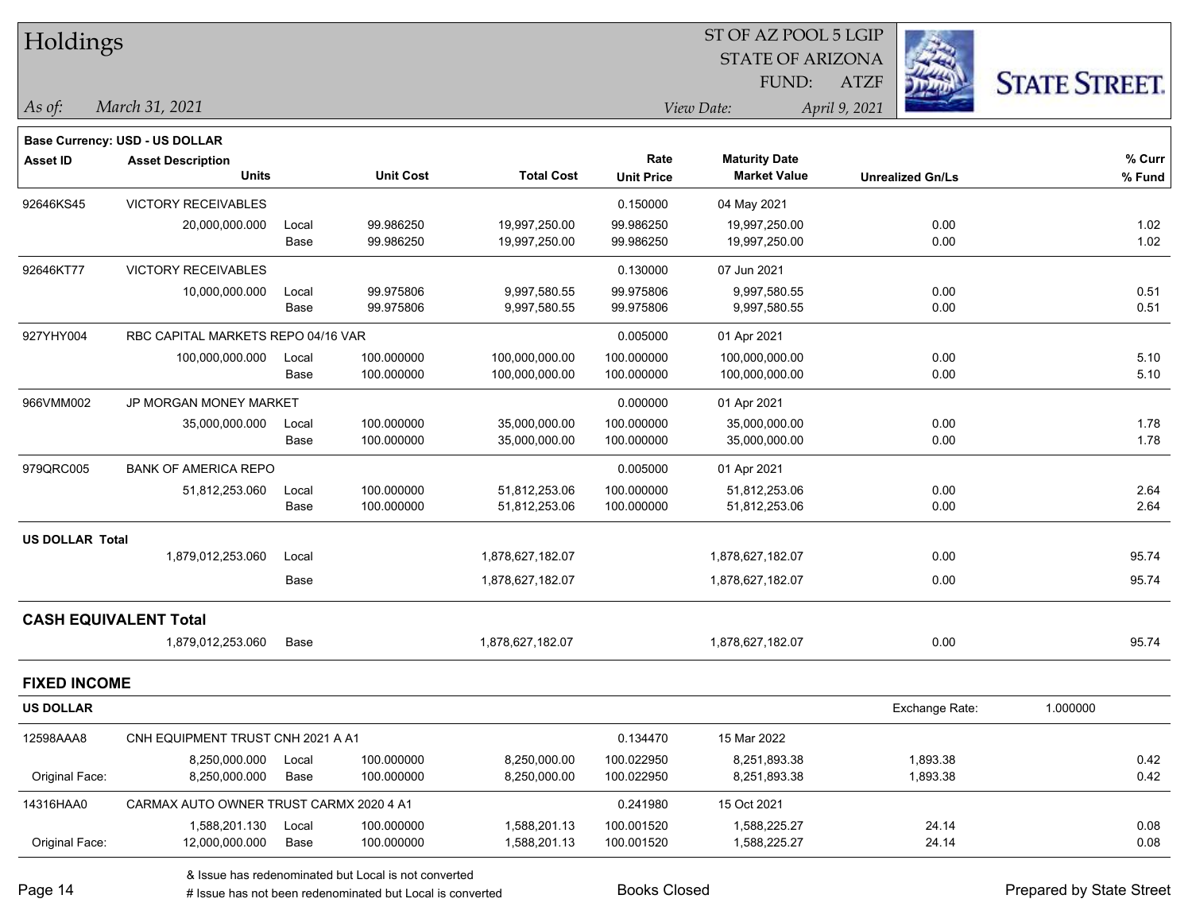# Holdings

ST OF AZ POOL 5 LGIP
STATE OF ARIZONA
FUND: ATZF

*As of: March 31, 2021*

*View Date: April 9, 2021*

**Base Currency: USD - US DOLLAR**

| Asset ID | Asset Description / Units | | Unit Cost | Total Cost | Rate / Unit Price | Maturity Date / Market Value | Unrealized Gn/Ls | % Curr / % Fund |
|---|---|---|---|---|---|---|---|---|
| 92646KS45 | VICTORY RECEIVABLES | | | | 0.150000 | 04 May 2021 | | |
| | 20,000,000.000 | Local | 99.986250 | 19,997,250.00 | 99.986250 | 19,997,250.00 | 0.00 | 1.02 |
| | | Base | 99.986250 | 19,997,250.00 | 99.986250 | 19,997,250.00 | 0.00 | 1.02 |
| 92646KT77 | VICTORY RECEIVABLES | | | | 0.130000 | 07 Jun 2021 | | |
| | 10,000,000.000 | Local | 99.975806 | 9,997,580.55 | 99.975806 | 9,997,580.55 | 0.00 | 0.51 |
| | | Base | 99.975806 | 9,997,580.55 | 99.975806 | 9,997,580.55 | 0.00 | 0.51 |
| 927YHY004 | RBC CAPITAL MARKETS REPO 04/16 VAR | | | | 0.005000 | 01 Apr 2021 | | |
| | 100,000,000.000 | Local | 100.000000 | 100,000,000.00 | 100.000000 | 100,000,000.00 | 0.00 | 5.10 |
| | | Base | 100.000000 | 100,000,000.00 | 100.000000 | 100,000,000.00 | 0.00 | 5.10 |
| 966VMM002 | JP MORGAN MONEY MARKET | | | | 0.000000 | 01 Apr 2021 | | |
| | 35,000,000.000 | Local | 100.000000 | 35,000,000.00 | 100.000000 | 35,000,000.00 | 0.00 | 1.78 |
| | | Base | 100.000000 | 35,000,000.00 | 100.000000 | 35,000,000.00 | 0.00 | 1.78 |
| 979QRC005 | BANK OF AMERICA REPO | | | | 0.005000 | 01 Apr 2021 | | |
| | 51,812,253.060 | Local | 100.000000 | 51,812,253.06 | 100.000000 | 51,812,253.06 | 0.00 | 2.64 |
| | | Base | 100.000000 | 51,812,253.06 | 100.000000 | 51,812,253.06 | 0.00 | 2.64 |
| **US DOLLAR Total** | | | | | | | | |
| | 1,879,012,253.060 | Local | | 1,878,627,182.07 | | 1,878,627,182.07 | 0.00 | 95.74 |
| | | Base | | 1,878,627,182.07 | | 1,878,627,182.07 | 0.00 | 95.74 |

## CASH EQUIVALENT Total

| | Units | | | Total Cost | | Market Value | Unrealized Gn/Ls | % Fund |
|---|---|---|---|---|---|---|---|---|
| | 1,879,012,253.060 | Base | | 1,878,627,182.07 | | 1,878,627,182.07 | 0.00 | 95.74 |

## FIXED INCOME

**US DOLLAR** — Exchange Rate: 1.000000

| Asset ID | Asset Description / Units | | Unit Cost | Total Cost | Rate / Unit Price | Maturity Date / Market Value | Unrealized Gn/Ls | % Curr / % Fund |
|---|---|---|---|---|---|---|---|---|
| 12598AAA8 | CNH EQUIPMENT TRUST CNH 2021 A A1 | | | | 0.134470 | 15 Mar 2022 | | |
| | 8,250,000.000 | Local | 100.000000 | 8,250,000.00 | 100.022950 | 8,251,893.38 | 1,893.38 | 0.42 |
| Original Face: | 8,250,000.000 | Base | 100.000000 | 8,250,000.00 | 100.022950 | 8,251,893.38 | 1,893.38 | 0.42 |
| 14316HAA0 | CARMAX AUTO OWNER TRUST CARMX 2020 4 A1 | | | | 0.241980 | 15 Oct 2021 | | |
| | 1,588,201.130 | Local | 100.000000 | 1,588,201.13 | 100.001520 | 1,588,225.27 | 24.14 | 0.08 |
| Original Face: | 12,000,000.000 | Base | 100.000000 | 1,588,201.13 | 100.001520 | 1,588,225.27 | 24.14 | 0.08 |

& Issue has redenominated but Local is not converted
# Issue has not been redenominated but Local is converted

Books Closed

Prepared by State Street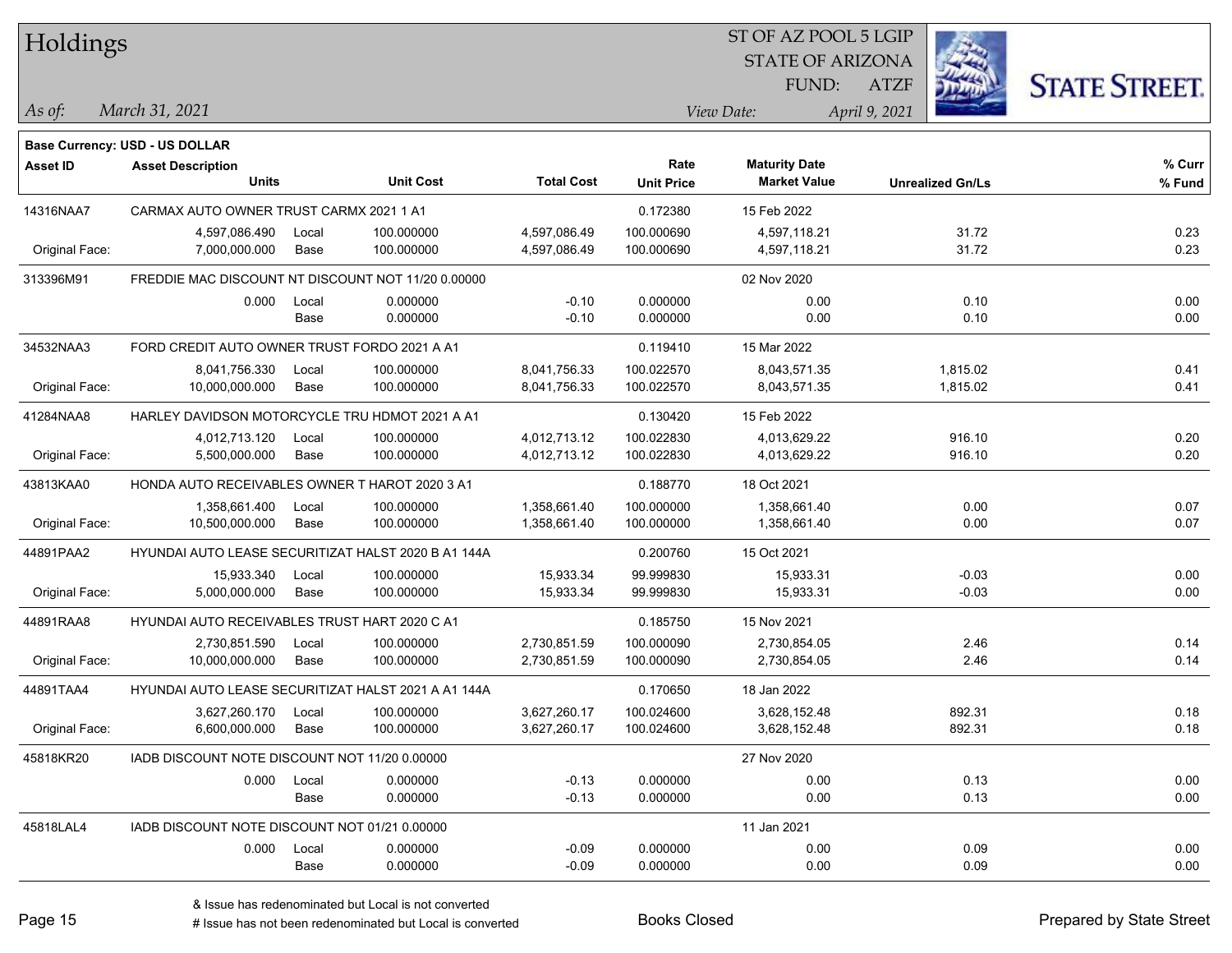# Holdings

ST OF AZ POOL 5 LGIP
STATE OF ARIZONA
FUND: ATZF

*As of:* *March 31, 2021*

*View Date:* *April 9, 2021*

**Base Currency: USD - US DOLLAR**

| Asset ID | Asset Description / Units | | Unit Cost | Total Cost | Rate / Unit Price | Maturity Date / Market Value | Unrealized Gn/Ls | % Curr / % Fund |
|---|---|---|---|---|---|---|---|---|
| 14316NAA7 | CARMAX AUTO OWNER TRUST CARMX 2021 1 A1 | | | | 0.172380 | 15 Feb 2022 | | |
| | 4,597,086.490 | Local | 100.000000 | 4,597,086.49 | 100.000690 | 4,597,118.21 | 31.72 | 0.23 |
| Original Face: | 7,000,000.000 | Base | 100.000000 | 4,597,086.49 | 100.000690 | 4,597,118.21 | 31.72 | 0.23 |
| 313396M91 | FREDDIE MAC DISCOUNT NT DISCOUNT NOT 11/20 0.00000 | | | | | 02 Nov 2020 | | |
| | 0.000 | Local | 0.000000 | -0.10 | 0.000000 | 0.00 | 0.10 | 0.00 |
| | | Base | 0.000000 | -0.10 | 0.000000 | 0.00 | 0.10 | 0.00 |
| 34532NAA3 | FORD CREDIT AUTO OWNER TRUST FORDO 2021 A A1 | | | | 0.119410 | 15 Mar 2022 | | |
| | 8,041,756.330 | Local | 100.000000 | 8,041,756.33 | 100.022570 | 8,043,571.35 | 1,815.02 | 0.41 |
| Original Face: | 10,000,000.000 | Base | 100.000000 | 8,041,756.33 | 100.022570 | 8,043,571.35 | 1,815.02 | 0.41 |
| 41284NAA8 | HARLEY DAVIDSON MOTORCYCLE TRU HDMOT 2021 A A1 | | | | 0.130420 | 15 Feb 2022 | | |
| | 4,012,713.120 | Local | 100.000000 | 4,012,713.12 | 100.022830 | 4,013,629.22 | 916.10 | 0.20 |
| Original Face: | 5,500,000.000 | Base | 100.000000 | 4,012,713.12 | 100.022830 | 4,013,629.22 | 916.10 | 0.20 |
| 43813KAA0 | HONDA AUTO RECEIVABLES OWNER T HAROT 2020 3 A1 | | | | 0.188770 | 18 Oct 2021 | | |
| | 1,358,661.400 | Local | 100.000000 | 1,358,661.40 | 100.000000 | 1,358,661.40 | 0.00 | 0.07 |
| Original Face: | 10,500,000.000 | Base | 100.000000 | 1,358,661.40 | 100.000000 | 1,358,661.40 | 0.00 | 0.07 |
| 44891PAA2 | HYUNDAI AUTO LEASE SECURITIZAT HALST 2020 B A1 144A | | | | 0.200760 | 15 Oct 2021 | | |
| | 15,933.340 | Local | 100.000000 | 15,933.34 | 99.999830 | 15,933.31 | -0.03 | 0.00 |
| Original Face: | 5,000,000.000 | Base | 100.000000 | 15,933.34 | 99.999830 | 15,933.31 | -0.03 | 0.00 |
| 44891RAA8 | HYUNDAI AUTO RECEIVABLES TRUST HART 2020 C A1 | | | | 0.185750 | 15 Nov 2021 | | |
| | 2,730,851.590 | Local | 100.000000 | 2,730,851.59 | 100.000090 | 2,730,854.05 | 2.46 | 0.14 |
| Original Face: | 10,000,000.000 | Base | 100.000000 | 2,730,851.59 | 100.000090 | 2,730,854.05 | 2.46 | 0.14 |
| 44891TAA4 | HYUNDAI AUTO LEASE SECURITIZAT HALST 2021 A A1 144A | | | | 0.170650 | 18 Jan 2022 | | |
| | 3,627,260.170 | Local | 100.000000 | 3,627,260.17 | 100.024600 | 3,628,152.48 | 892.31 | 0.18 |
| Original Face: | 6,600,000.000 | Base | 100.000000 | 3,627,260.17 | 100.024600 | 3,628,152.48 | 892.31 | 0.18 |
| 45818KR20 | IADB DISCOUNT NOTE DISCOUNT NOT 11/20 0.00000 | | | | | 27 Nov 2020 | | |
| | 0.000 | Local | 0.000000 | -0.13 | 0.000000 | 0.00 | 0.13 | 0.00 |
| | | Base | 0.000000 | -0.13 | 0.000000 | 0.00 | 0.13 | 0.00 |
| 45818LAL4 | IADB DISCOUNT NOTE DISCOUNT NOT 01/21 0.00000 | | | | | 11 Jan 2021 | | |
| | 0.000 | Local | 0.000000 | -0.09 | 0.000000 | 0.00 | 0.09 | 0.00 |
| | | Base | 0.000000 | -0.09 | 0.000000 | 0.00 | 0.09 | 0.00 |

& Issue has redenominated but Local is not converted
# Issue has not been redenominated but Local is converted

Books Closed

Prepared by State Street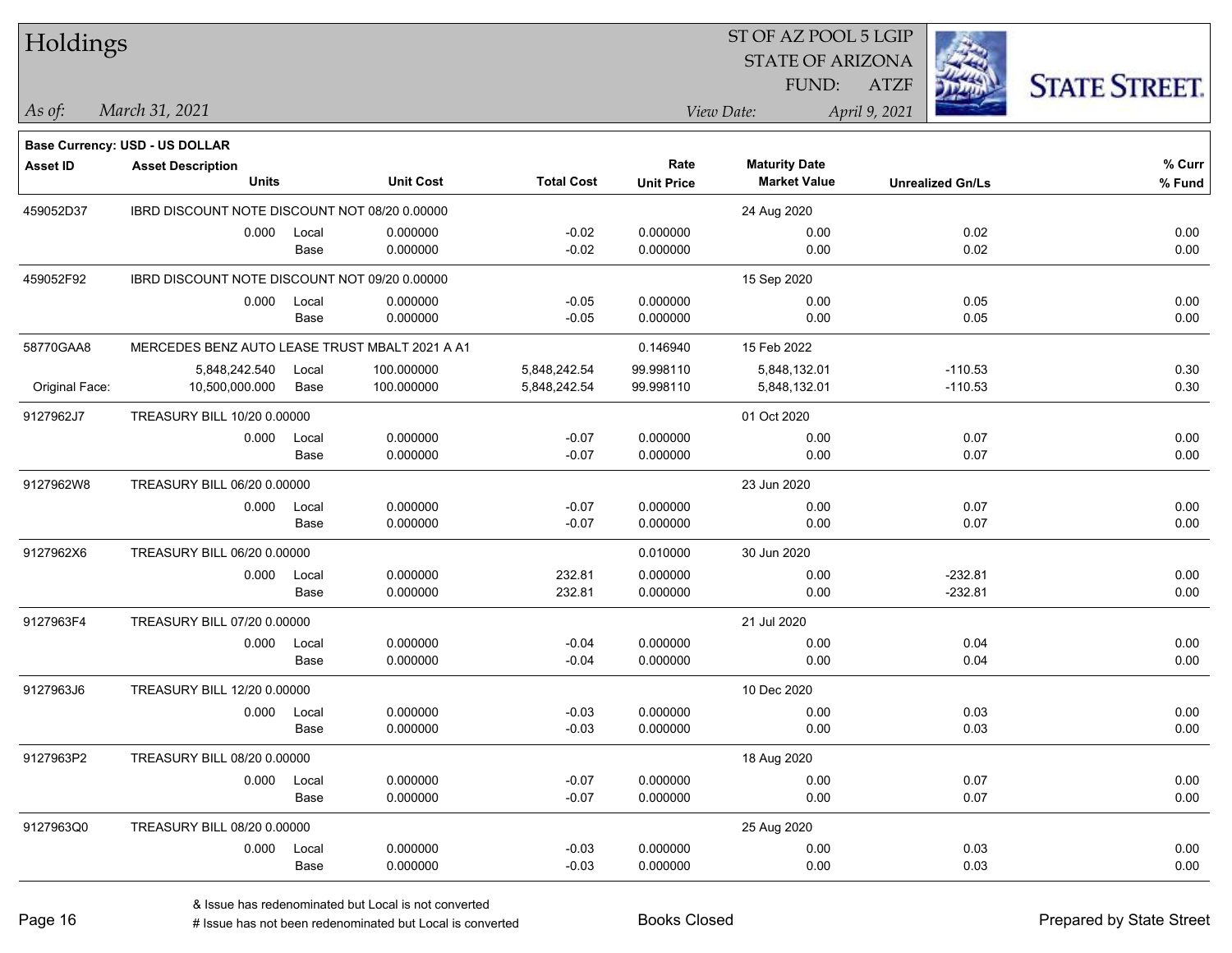# Holdings

ST OF AZ POOL 5 LGIP
STATE OF ARIZONA
FUND: ATZF

*As of:* March 31, 2021 | *View Date:* April 9, 2021

**Base Currency: USD - US DOLLAR**

| Asset ID | Asset Description / Units | | Unit Cost | Total Cost | Rate / Unit Price | Maturity Date / Market Value | Unrealized Gn/Ls | % Curr / % Fund |
|---|---|---|---|---|---|---|---|---|
| 459052D37 | IBRD DISCOUNT NOTE DISCOUNT NOT 08/20 0.00000 | | | | | 24 Aug 2020 | | |
| | 0.000 | Local | 0.000000 | -0.02 | 0.000000 | 0.00 | 0.02 | 0.00 |
| | | Base | 0.000000 | -0.02 | 0.000000 | 0.00 | 0.02 | 0.00 |
| 459052F92 | IBRD DISCOUNT NOTE DISCOUNT NOT 09/20 0.00000 | | | | | 15 Sep 2020 | | |
| | 0.000 | Local | 0.000000 | -0.05 | 0.000000 | 0.00 | 0.05 | 0.00 |
| | | Base | 0.000000 | -0.05 | 0.000000 | 0.00 | 0.05 | 0.00 |
| 58770GAA8 | MERCEDES BENZ AUTO LEASE TRUST MBALT 2021 A A1 | | | | 0.146940 | 15 Feb 2022 | | |
| | 5,848,242.540 | Local | 100.000000 | 5,848,242.54 | 99.998110 | 5,848,132.01 | -110.53 | 0.30 |
| Original Face: | 10,500,000.000 | Base | 100.000000 | 5,848,242.54 | 99.998110 | 5,848,132.01 | -110.53 | 0.30 |
| 9127962J7 | TREASURY BILL 10/20 0.00000 | | | | | 01 Oct 2020 | | |
| | 0.000 | Local | 0.000000 | -0.07 | 0.000000 | 0.00 | 0.07 | 0.00 |
| | | Base | 0.000000 | -0.07 | 0.000000 | 0.00 | 0.07 | 0.00 |
| 9127962W8 | TREASURY BILL 06/20 0.00000 | | | | | 23 Jun 2020 | | |
| | 0.000 | Local | 0.000000 | -0.07 | 0.000000 | 0.00 | 0.07 | 0.00 |
| | | Base | 0.000000 | -0.07 | 0.000000 | 0.00 | 0.07 | 0.00 |
| 9127962X6 | TREASURY BILL 06/20 0.00000 | | | | 0.010000 | 30 Jun 2020 | | |
| | 0.000 | Local | 0.000000 | 232.81 | 0.000000 | 0.00 | -232.81 | 0.00 |
| | | Base | 0.000000 | 232.81 | 0.000000 | 0.00 | -232.81 | 0.00 |
| 9127963F4 | TREASURY BILL 07/20 0.00000 | | | | | 21 Jul 2020 | | |
| | 0.000 | Local | 0.000000 | -0.04 | 0.000000 | 0.00 | 0.04 | 0.00 |
| | | Base | 0.000000 | -0.04 | 0.000000 | 0.00 | 0.04 | 0.00 |
| 9127963J6 | TREASURY BILL 12/20 0.00000 | | | | | 10 Dec 2020 | | |
| | 0.000 | Local | 0.000000 | -0.03 | 0.000000 | 0.00 | 0.03 | 0.00 |
| | | Base | 0.000000 | -0.03 | 0.000000 | 0.00 | 0.03 | 0.00 |
| 9127963P2 | TREASURY BILL 08/20 0.00000 | | | | | 18 Aug 2020 | | |
| | 0.000 | Local | 0.000000 | -0.07 | 0.000000 | 0.00 | 0.07 | 0.00 |
| | | Base | 0.000000 | -0.07 | 0.000000 | 0.00 | 0.07 | 0.00 |
| 9127963Q0 | TREASURY BILL 08/20 0.00000 | | | | | 25 Aug 2020 | | |
| | 0.000 | Local | 0.000000 | -0.03 | 0.000000 | 0.00 | 0.03 | 0.00 |
| | | Base | 0.000000 | -0.03 | 0.000000 | 0.00 | 0.03 | 0.00 |

& Issue has redenominated but Local is not converted
# Issue has not been redenominated but Local is converted

Books Closed

Prepared by State Street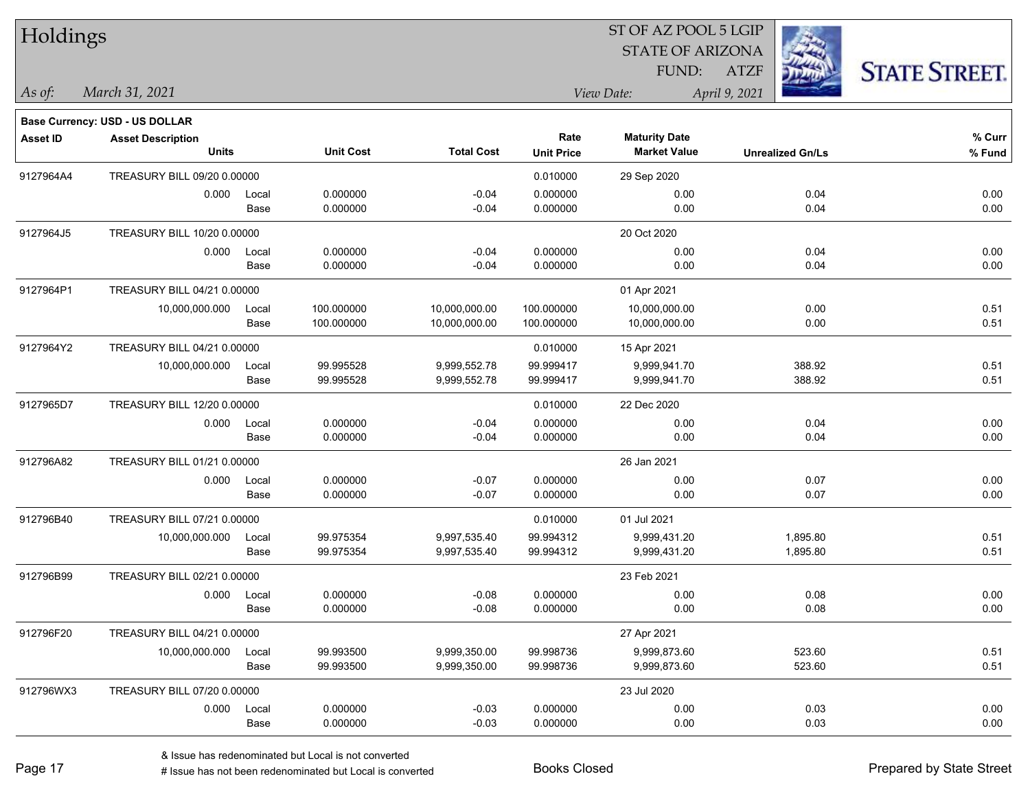# Holdings

ST OF AZ POOL 5 LGIP
STATE OF ARIZONA
FUND: ATZF

*As of:* *March 31, 2021*

*View Date:* *April 9, 2021*

**Base Currency: USD - US DOLLAR**

| Asset ID | Asset Description / Units | | Unit Cost | Total Cost | Rate / Unit Price | Maturity Date / Market Value | Unrealized Gn/Ls | % Curr / % Fund |
|---|---|---|---|---|---|---|---|---|
| 9127964A4 | TREASURY BILL 09/20 0.00000 | | | | 0.010000 | 29 Sep 2020 | | |
| | 0.000 | Local | 0.000000 | -0.04 | 0.000000 | 0.00 | 0.04 | 0.00 |
| | | Base | 0.000000 | -0.04 | 0.000000 | 0.00 | 0.04 | 0.00 |
| 9127964J5 | TREASURY BILL 10/20 0.00000 | | | | | 20 Oct 2020 | | |
| | 0.000 | Local | 0.000000 | -0.04 | 0.000000 | 0.00 | 0.04 | 0.00 |
| | | Base | 0.000000 | -0.04 | 0.000000 | 0.00 | 0.04 | 0.00 |
| 9127964P1 | TREASURY BILL 04/21 0.00000 | | | | | 01 Apr 2021 | | |
| | 10,000,000.000 | Local | 100.000000 | 10,000,000.00 | 100.000000 | 10,000,000.00 | 0.00 | 0.51 |
| | | Base | 100.000000 | 10,000,000.00 | 100.000000 | 10,000,000.00 | 0.00 | 0.51 |
| 9127964Y2 | TREASURY BILL 04/21 0.00000 | | | | 0.010000 | 15 Apr 2021 | | |
| | 10,000,000.000 | Local | 99.995528 | 9,999,552.78 | 99.999417 | 9,999,941.70 | 388.92 | 0.51 |
| | | Base | 99.995528 | 9,999,552.78 | 99.999417 | 9,999,941.70 | 388.92 | 0.51 |
| 9127965D7 | TREASURY BILL 12/20 0.00000 | | | | 0.010000 | 22 Dec 2020 | | |
| | 0.000 | Local | 0.000000 | -0.04 | 0.000000 | 0.00 | 0.04 | 0.00 |
| | | Base | 0.000000 | -0.04 | 0.000000 | 0.00 | 0.04 | 0.00 |
| 912796A82 | TREASURY BILL 01/21 0.00000 | | | | | 26 Jan 2021 | | |
| | 0.000 | Local | 0.000000 | -0.07 | 0.000000 | 0.00 | 0.07 | 0.00 |
| | | Base | 0.000000 | -0.07 | 0.000000 | 0.00 | 0.07 | 0.00 |
| 912796B40 | TREASURY BILL 07/21 0.00000 | | | | 0.010000 | 01 Jul 2021 | | |
| | 10,000,000.000 | Local | 99.975354 | 9,997,535.40 | 99.994312 | 9,999,431.20 | 1,895.80 | 0.51 |
| | | Base | 99.975354 | 9,997,535.40 | 99.994312 | 9,999,431.20 | 1,895.80 | 0.51 |
| 912796B99 | TREASURY BILL 02/21 0.00000 | | | | | 23 Feb 2021 | | |
| | 0.000 | Local | 0.000000 | -0.08 | 0.000000 | 0.00 | 0.08 | 0.00 |
| | | Base | 0.000000 | -0.08 | 0.000000 | 0.00 | 0.08 | 0.00 |
| 912796F20 | TREASURY BILL 04/21 0.00000 | | | | | 27 Apr 2021 | | |
| | 10,000,000.000 | Local | 99.993500 | 9,999,350.00 | 99.998736 | 9,999,873.60 | 523.60 | 0.51 |
| | | Base | 99.993500 | 9,999,350.00 | 99.998736 | 9,999,873.60 | 523.60 | 0.51 |
| 912796WX3 | TREASURY BILL 07/20 0.00000 | | | | | 23 Jul 2020 | | |
| | 0.000 | Local | 0.000000 | -0.03 | 0.000000 | 0.00 | 0.03 | 0.00 |
| | | Base | 0.000000 | -0.03 | 0.000000 | 0.00 | 0.03 | 0.00 |

& Issue has redenominated but Local is not converted
# Issue has not been redenominated but Local is converted

Books Closed

Prepared by State Street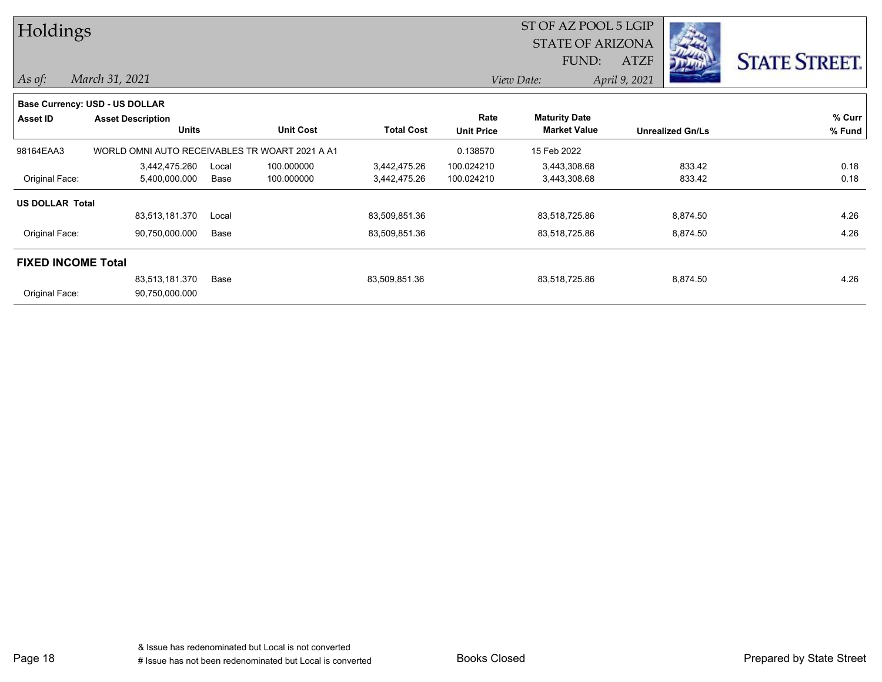# Holdings

ST OF AZ POOL 5 LGIP
STATE OF ARIZONA
FUND: ATZF

*As of:* *March 31, 2021*

*View Date:* *April 9, 2021*

**Base Currency: USD - US DOLLAR**

| Asset ID | Asset Description / Units | | Unit Cost | Total Cost | Rate / Unit Price | Maturity Date / Market Value | Unrealized Gn/Ls | % Curr / % Fund |
|---|---|---|---|---|---|---|---|---|
| 98164EAA3 | WORLD OMNI AUTO RECEIVABLES TR WOART 2021 A A1 | | | | 0.138570 | 15 Feb 2022 | | |
| | 3,442,475.260 | Local | 100.000000 | 3,442,475.26 | 100.024210 | 3,443,308.68 | 833.42 | 0.18 |
| Original Face: | 5,400,000.000 | Base | 100.000000 | 3,442,475.26 | 100.024210 | 3,443,308.68 | 833.42 | 0.18 |
| **US DOLLAR Total** | | | | | | | | |
| | 83,513,181.370 | Local | | 83,509,851.36 | | 83,518,725.86 | 8,874.50 | 4.26 |
| Original Face: | 90,750,000.000 | Base | | 83,509,851.36 | | 83,518,725.86 | 8,874.50 | 4.26 |
| **FIXED INCOME Total** | | | | | | | | |
| | 83,513,181.370 | Base | | 83,509,851.36 | | 83,518,725.86 | 8,874.50 | 4.26 |
| Original Face: | 90,750,000.000 | | | | | | | |

& Issue has redenominated but Local is not converted
# Issue has not been redenominated but Local is converted

Books Closed

Prepared by State Street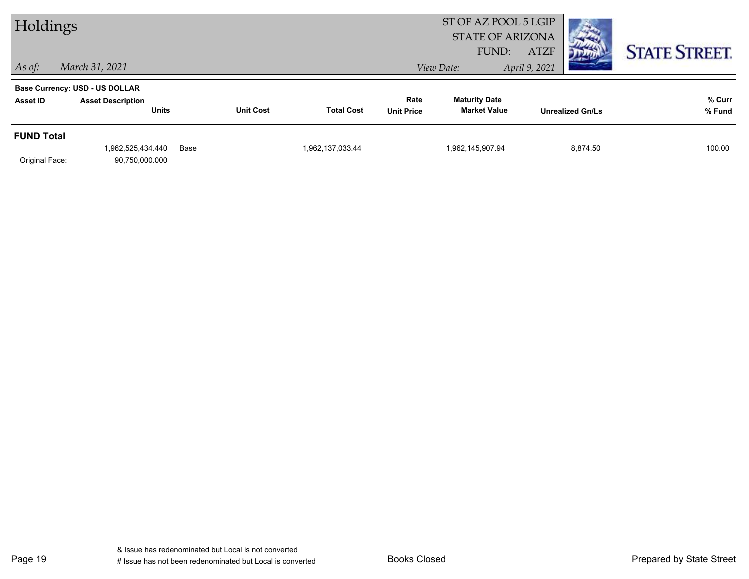# Holdings

ST OF AZ POOL 5 LGIP
STATE OF ARIZONA
FUND: ATZF

*As of:* *March 31, 2021*

*View Date:* *April 9, 2021*

STATE STREET.

**Base Currency: USD - US DOLLAR**

| Asset ID | Asset Description / Units | | Unit Cost | Total Cost | Rate / Unit Price | Maturity Date / Market Value | Unrealized Gn/Ls | % Curr / % Fund |
|---|---|---|---|---|---|---|---|---|
| **FUND Total** | | | | | | | | |
| | 1,962,525,434.440 | Base | | 1,962,137,033.44 | | 1,962,145,907.94 | 8,874.50 | 100.00 |
| Original Face: | 90,750,000.000 | | | | | | | |

& Issue has redenominated but Local is not converted
# Issue has not been redenominated but Local is converted

Books Closed

Prepared by State Street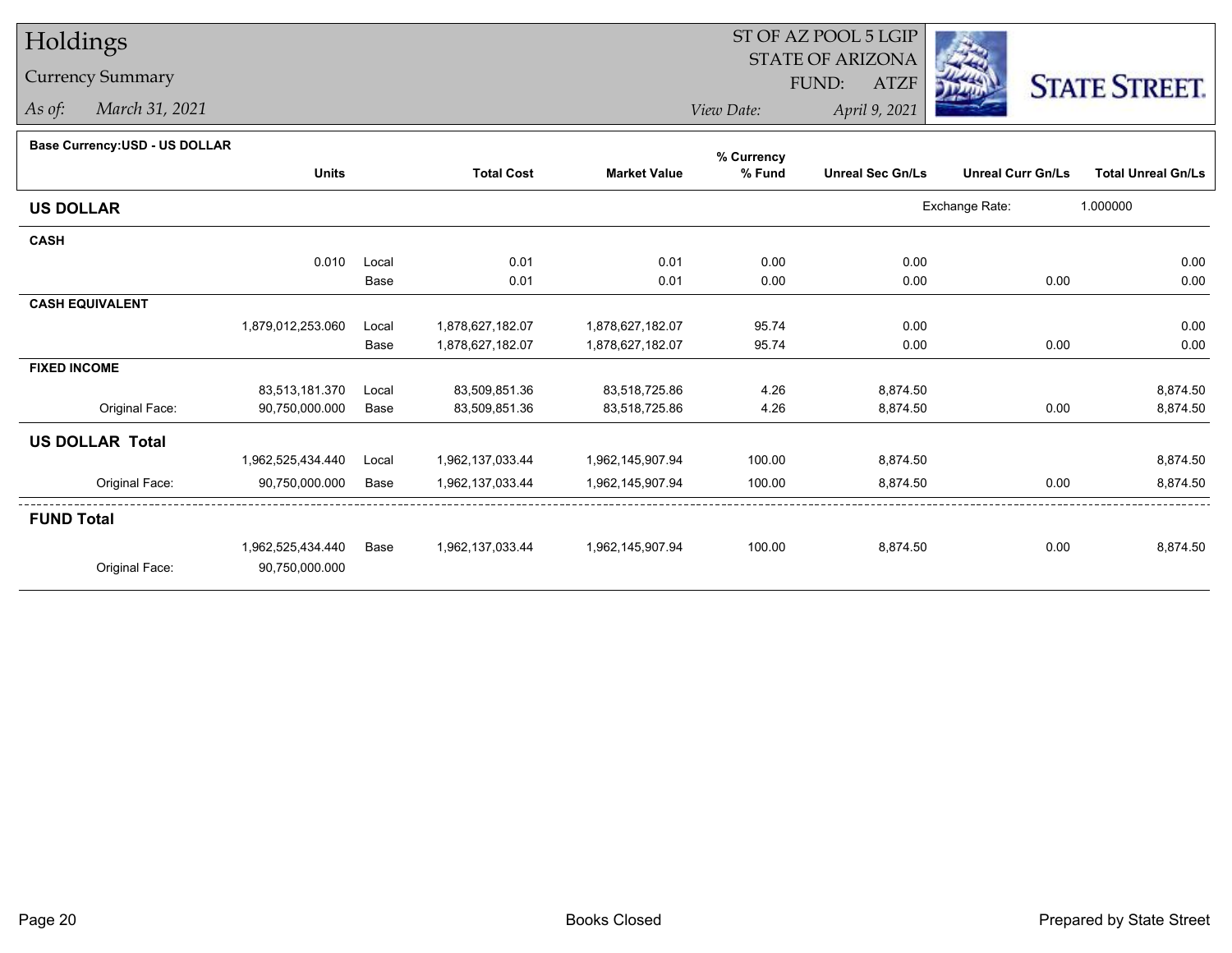# Holdings

## Currency Summary

*As of:* March 31, 2021

ST OF AZ POOL 5 LGIP
STATE OF ARIZONA
FUND: ATZF

*View Date:* April 9, 2021

**Base Currency:USD - US DOLLAR**

| | Units | | Total Cost | Market Value | % Currency % Fund | Unreal Sec Gn/Ls | Unreal Curr Gn/Ls | Total Unreal Gn/Ls |
|---|---|---|---|---|---|---|---|---|
| **US DOLLAR** | | | | | | Exchange Rate: | 1.000000 | |
| **CASH** | | | | | | | | |
| | 0.010 | Local | 0.01 | 0.01 | 0.00 | 0.00 | | 0.00 |
| | | Base | 0.01 | 0.01 | 0.00 | 0.00 | 0.00 | 0.00 |
| **CASH EQUIVALENT** | | | | | | | | |
| | 1,879,012,253.060 | Local | 1,878,627,182.07 | 1,878,627,182.07 | 95.74 | 0.00 | | 0.00 |
| | | Base | 1,878,627,182.07 | 1,878,627,182.07 | 95.74 | 0.00 | 0.00 | 0.00 |
| **FIXED INCOME** | | | | | | | | |
| | 83,513,181.370 | Local | 83,509,851.36 | 83,518,725.86 | 4.26 | 8,874.50 | | 8,874.50 |
| Original Face: | 90,750,000.000 | Base | 83,509,851.36 | 83,518,725.86 | 4.26 | 8,874.50 | 0.00 | 8,874.50 |
| **US DOLLAR Total** | | | | | | | | |
| | 1,962,525,434.440 | Local | 1,962,137,033.44 | 1,962,145,907.94 | 100.00 | 8,874.50 | | 8,874.50 |
| Original Face: | 90,750,000.000 | Base | 1,962,137,033.44 | 1,962,145,907.94 | 100.00 | 8,874.50 | 0.00 | 8,874.50 |
| **FUND Total** | | | | | | | | |
| | 1,962,525,434.440 | Base | 1,962,137,033.44 | 1,962,145,907.94 | 100.00 | 8,874.50 | 0.00 | 8,874.50 |
| Original Face: | 90,750,000.000 | | | | | | | |

Books Closed

Prepared by State Street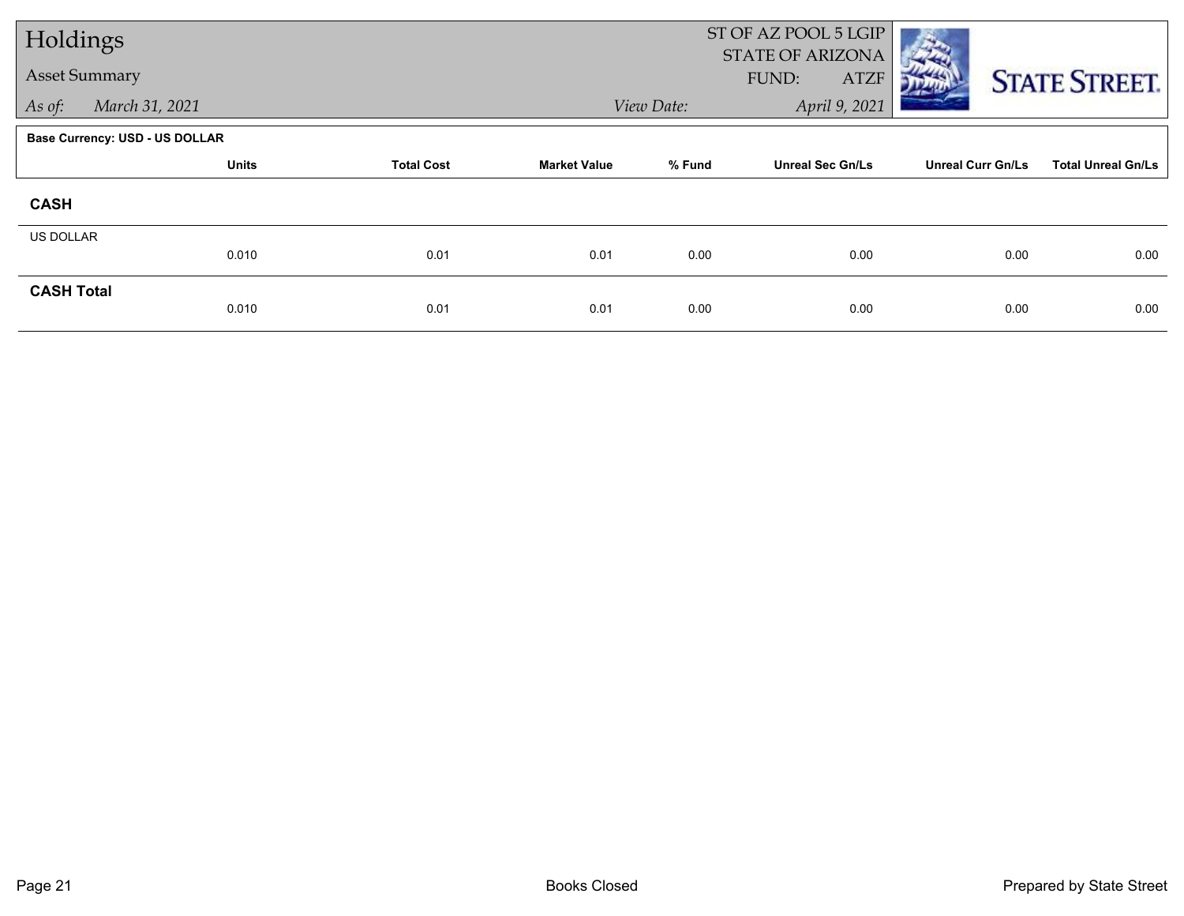# Holdings

## Asset Summary

*As of:* *March 31, 2021*

ST OF AZ POOL 5 LGIP
STATE OF ARIZONA
FUND: ATZF

*View Date:* *April 9, 2021*

**Base Currency: USD - US DOLLAR**

| | Units | Total Cost | Market Value | % Fund | Unreal Sec Gn/Ls | Unreal Curr Gn/Ls | Total Unreal Gn/Ls |
|---|---|---|---|---|---|---|---|
| **CASH** | | | | | | | |
| US DOLLAR | 0.010 | 0.01 | 0.01 | 0.00 | 0.00 | 0.00 | 0.00 |
| **CASH Total** | 0.010 | 0.01 | 0.01 | 0.00 | 0.00 | 0.00 | 0.00 |

Books Closed

Prepared by State Street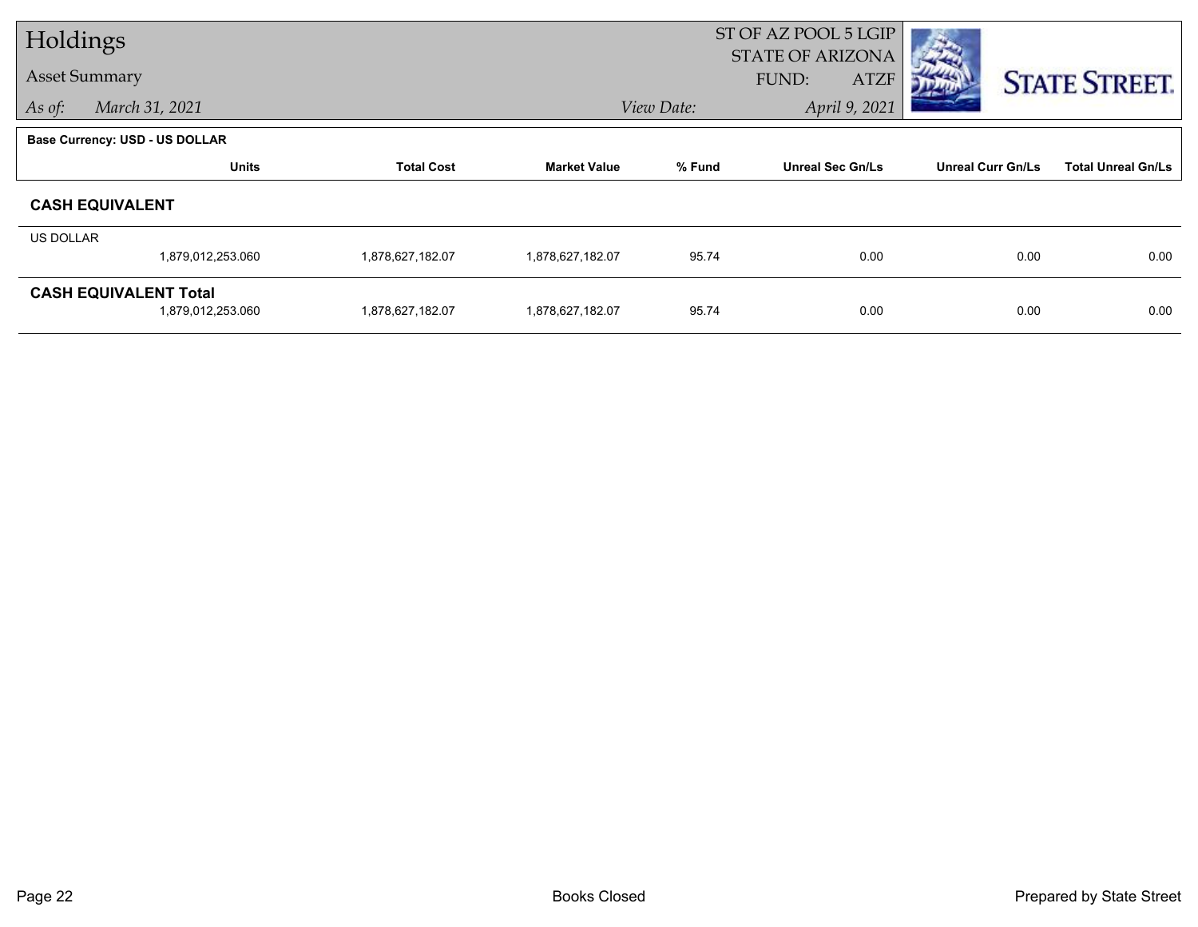# Holdings

## Asset Summary

*As of:* March 31, 2021

ST OF AZ POOL 5 LGIP
STATE OF ARIZONA
FUND: ATZF

*View Date:* April 9, 2021

**Base Currency: USD - US DOLLAR**

| | Units | Total Cost | Market Value | % Fund | Unreal Sec Gn/Ls | Unreal Curr Gn/Ls | Total Unreal Gn/Ls |
|---|---|---|---|---|---|---|---|
| **CASH EQUIVALENT** | | | | | | | |
| US DOLLAR | 1,879,012,253.060 | 1,878,627,182.07 | 1,878,627,182.07 | 95.74 | 0.00 | 0.00 | 0.00 |
| **CASH EQUIVALENT Total** | 1,879,012,253.060 | 1,878,627,182.07 | 1,878,627,182.07 | 95.74 | 0.00 | 0.00 | 0.00 |

Books Closed

Prepared by State Street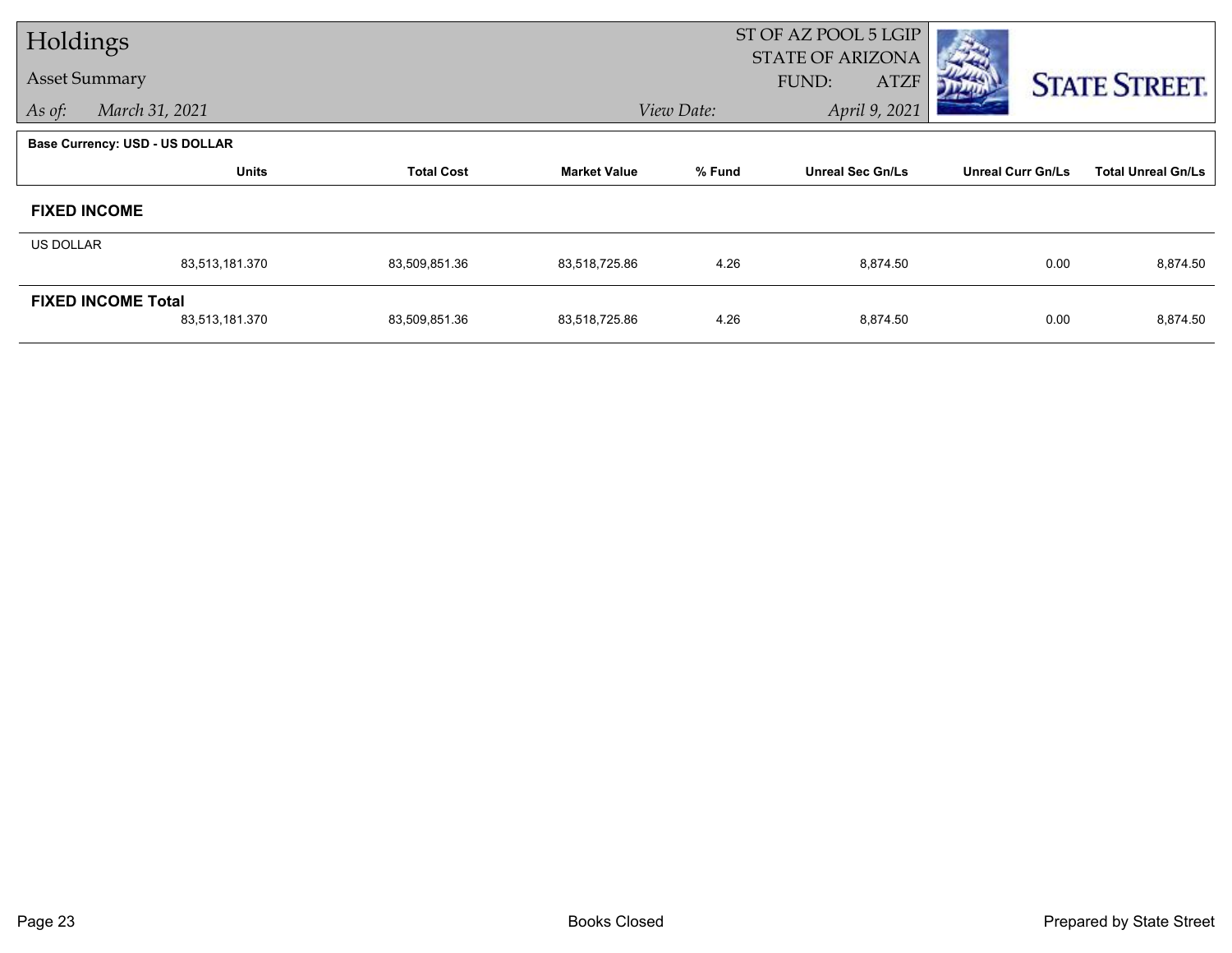# Holdings

## Asset Summary

*As of:* *March 31, 2021*

ST OF AZ POOL 5 LGIP
STATE OF ARIZONA
FUND: ATZF

*View Date:* *April 9, 2021*

STATE STREET.

**Base Currency: USD - US DOLLAR**

| | Units | Total Cost | Market Value | % Fund | Unreal Sec Gn/Ls | Unreal Curr Gn/Ls | Total Unreal Gn/Ls |
|---|---|---|---|---|---|---|---|
| **FIXED INCOME** | | | | | | | |
| US DOLLAR | 83,513,181.370 | 83,509,851.36 | 83,518,725.86 | 4.26 | 8,874.50 | 0.00 | 8,874.50 |
| **FIXED INCOME Total** | 83,513,181.370 | 83,509,851.36 | 83,518,725.86 | 4.26 | 8,874.50 | 0.00 | 8,874.50 |

Books Closed

Prepared by State Street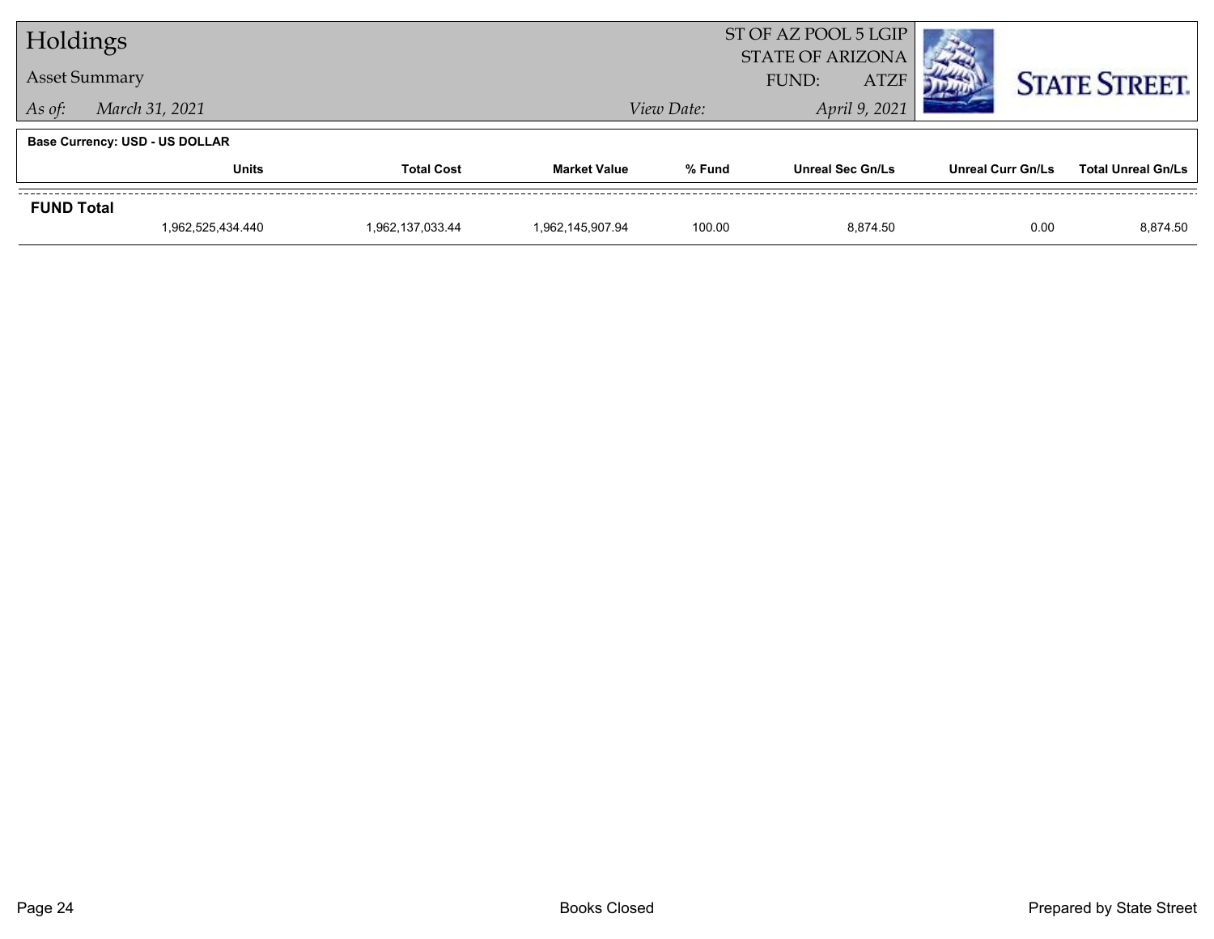# Holdings

## Asset Summary

*As of:* *March 31, 2021*

ST OF AZ POOL 5 LGIP
STATE OF ARIZONA
FUND: ATZF

*View Date:* *April 9, 2021*

STATE STREET.

**Base Currency: USD - US DOLLAR**

| | Units | Total Cost | Market Value | % Fund | Unreal Sec Gn/Ls | Unreal Curr Gn/Ls | Total Unreal Gn/Ls |
|---|---|---|---|---|---|---|---|
| **FUND Total** | | | | | | | |
| | 1,962,525,434.440 | 1,962,137,033.44 | 1,962,145,907.94 | 100.00 | 8,874.50 | 0.00 | 8,874.50 |

Books Closed

Prepared by State Street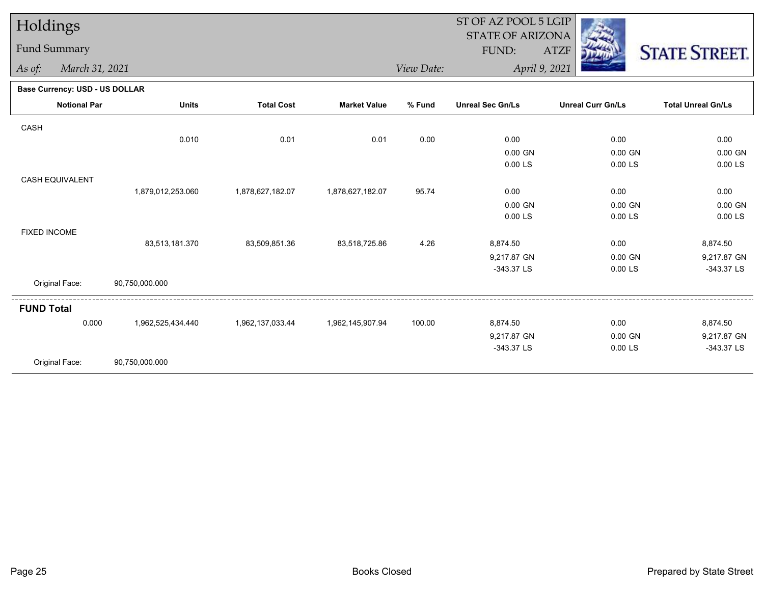# Holdings

Fund Summary

*As of:* *March 31, 2021*

ST OF AZ POOL 5 LGIP
STATE OF ARIZONA
FUND: ATZF

*View Date:* *April 9, 2021*

STATE STREET.

**Base Currency: USD - US DOLLAR**

| Notional Par | Units | Total Cost | Market Value | % Fund | Unreal Sec Gn/Ls | Unreal Curr Gn/Ls | Total Unreal Gn/Ls |
|---|---|---|---|---|---|---|---|
| CASH | | | | | | | |
| | 0.010 | 0.01 | 0.01 | 0.00 | 0.00 | 0.00 | 0.00 |
| | | | | | 0.00 GN | 0.00 GN | 0.00 GN |
| | | | | | 0.00 LS | 0.00 LS | 0.00 LS |
| CASH EQUIVALENT | | | | | | | |
| | 1,879,012,253.060 | 1,878,627,182.07 | 1,878,627,182.07 | 95.74 | 0.00 | 0.00 | 0.00 |
| | | | | | 0.00 GN | 0.00 GN | 0.00 GN |
| | | | | | 0.00 LS | 0.00 LS | 0.00 LS |
| FIXED INCOME | | | | | | | |
| | 83,513,181.370 | 83,509,851.36 | 83,518,725.86 | 4.26 | 8,874.50 | 0.00 | 8,874.50 |
| | | | | | 9,217.87 GN | 0.00 GN | 9,217.87 GN |
| | | | | | -343.37 LS | 0.00 LS | -343.37 LS |
| Original Face: | 90,750,000.000 | | | | | | |
| **FUND Total** | | | | | | | |
| 0.000 | 1,962,525,434.440 | 1,962,137,033.44 | 1,962,145,907.94 | 100.00 | 8,874.50 | 0.00 | 8,874.50 |
| | | | | | 9,217.87 GN | 0.00 GN | 9,217.87 GN |
| | | | | | -343.37 LS | 0.00 LS | -343.37 LS |
| Original Face: | 90,750,000.000 | | | | | | |

Books Closed

Prepared by State Street